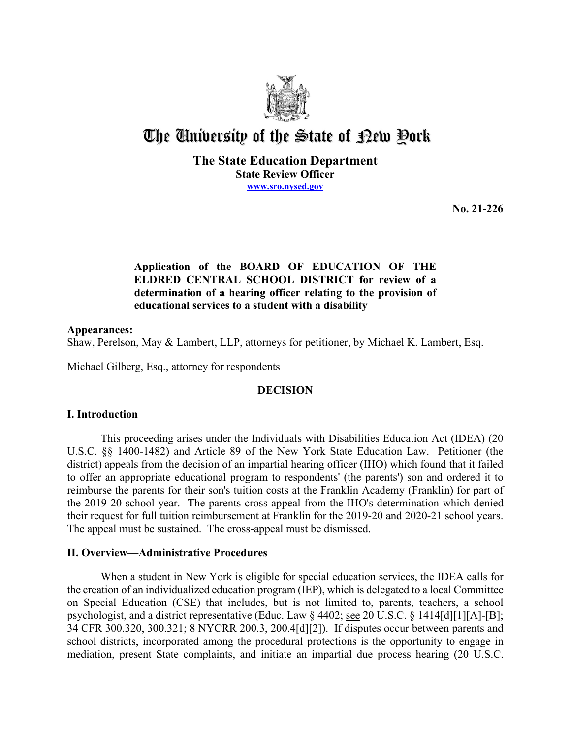# The University of the State of New York

**The State Education Department**
**State Review Officer**
**www.sro.nysed.gov**

**No. 21-226**

**Application of the BOARD OF EDUCATION OF THE ELDRED CENTRAL SCHOOL DISTRICT for review of a determination of a hearing officer relating to the provision of educational services to a student with a disability**

**Appearances:**
Shaw, Perelson, May & Lambert, LLP, attorneys for petitioner, by Michael K. Lambert, Esq.

Michael Gilberg, Esq., attorney for respondents

**DECISION**

## I. Introduction

This proceeding arises under the Individuals with Disabilities Education Act (IDEA) (20 U.S.C. §§ 1400-1482) and Article 89 of the New York State Education Law. Petitioner (the district) appeals from the decision of an impartial hearing officer (IHO) which found that it failed to offer an appropriate educational program to respondents' (the parents') son and ordered it to reimburse the parents for their son's tuition costs at the Franklin Academy (Franklin) for part of the 2019-20 school year. The parents cross-appeal from the IHO's determination which denied their request for full tuition reimbursement at Franklin for the 2019-20 and 2020-21 school years. The appeal must be sustained. The cross-appeal must be dismissed.

## II. Overview—Administrative Procedures

When a student in New York is eligible for special education services, the IDEA calls for the creation of an individualized education program (IEP), which is delegated to a local Committee on Special Education (CSE) that includes, but is not limited to, parents, teachers, a school psychologist, and a district representative (Educ. Law § 4402; see 20 U.S.C. § 1414[d][1][A]-[B]; 34 CFR 300.320, 300.321; 8 NYCRR 200.3, 200.4[d][2]). If disputes occur between parents and school districts, incorporated among the procedural protections is the opportunity to engage in mediation, present State complaints, and initiate an impartial due process hearing (20 U.S.C.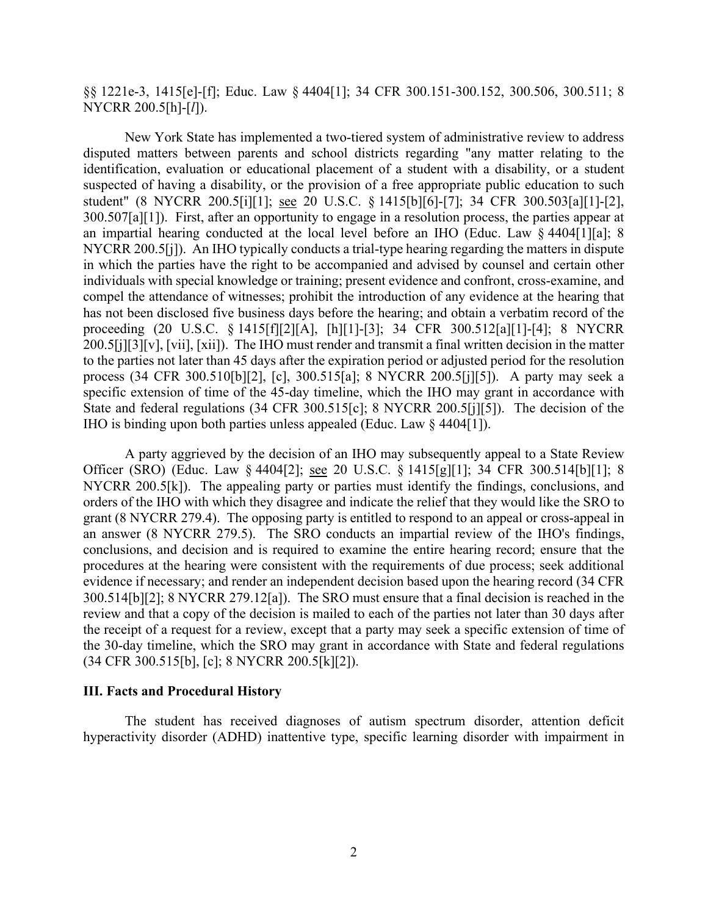§§ 1221e-3, 1415[e]-[f]; Educ. Law § 4404[1]; 34 CFR 300.151-300.152, 300.506, 300.511; 8 NYCRR 200.5[h]-[*l*]).

New York State has implemented a two-tiered system of administrative review to address disputed matters between parents and school districts regarding "any matter relating to the identification, evaluation or educational placement of a student with a disability, or a student suspected of having a disability, or the provision of a free appropriate public education to such student" (8 NYCRR 200.5[i][1]; see 20 U.S.C. § 1415[b][6]-[7]; 34 CFR 300.503[a][1]-[2], 300.507[a][1]). First, after an opportunity to engage in a resolution process, the parties appear at an impartial hearing conducted at the local level before an IHO (Educ. Law § 4404[1][a]; 8 NYCRR 200.5[j]). An IHO typically conducts a trial-type hearing regarding the matters in dispute in which the parties have the right to be accompanied and advised by counsel and certain other individuals with special knowledge or training; present evidence and confront, cross-examine, and compel the attendance of witnesses; prohibit the introduction of any evidence at the hearing that has not been disclosed five business days before the hearing; and obtain a verbatim record of the proceeding (20 U.S.C. § 1415[f][2][A], [h][1]-[3]; 34 CFR 300.512[a][1]-[4]; 8 NYCRR 200.5[j][3][v], [vii], [xii]). The IHO must render and transmit a final written decision in the matter to the parties not later than 45 days after the expiration period or adjusted period for the resolution process (34 CFR 300.510[b][2], [c], 300.515[a]; 8 NYCRR 200.5[j][5]). A party may seek a specific extension of time of the 45-day timeline, which the IHO may grant in accordance with State and federal regulations (34 CFR 300.515[c]; 8 NYCRR 200.5[j][5]). The decision of the IHO is binding upon both parties unless appealed (Educ. Law § 4404[1]).

A party aggrieved by the decision of an IHO may subsequently appeal to a State Review Officer (SRO) (Educ. Law § 4404[2]; see 20 U.S.C. § 1415[g][1]; 34 CFR 300.514[b][1]; 8 NYCRR 200.5[k]). The appealing party or parties must identify the findings, conclusions, and orders of the IHO with which they disagree and indicate the relief that they would like the SRO to grant (8 NYCRR 279.4). The opposing party is entitled to respond to an appeal or cross-appeal in an answer (8 NYCRR 279.5). The SRO conducts an impartial review of the IHO's findings, conclusions, and decision and is required to examine the entire hearing record; ensure that the procedures at the hearing were consistent with the requirements of due process; seek additional evidence if necessary; and render an independent decision based upon the hearing record (34 CFR 300.514[b][2]; 8 NYCRR 279.12[a]). The SRO must ensure that a final decision is reached in the review and that a copy of the decision is mailed to each of the parties not later than 30 days after the receipt of a request for a review, except that a party may seek a specific extension of time of the 30-day timeline, which the SRO may grant in accordance with State and federal regulations (34 CFR 300.515[b], [c]; 8 NYCRR 200.5[k][2]).

### III. Facts and Procedural History

The student has received diagnoses of autism spectrum disorder, attention deficit hyperactivity disorder (ADHD) inattentive type, specific learning disorder with impairment in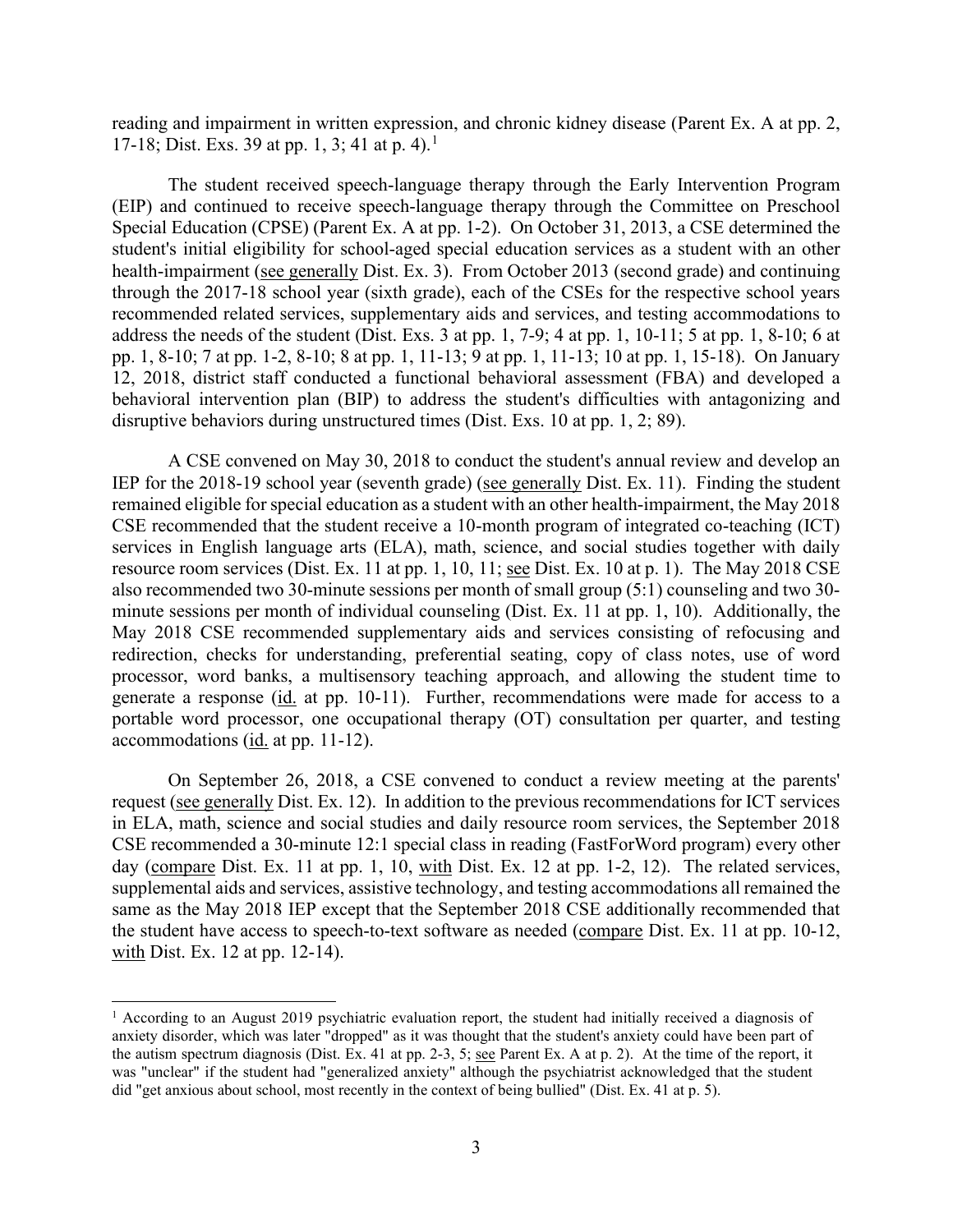reading and impairment in written expression, and chronic kidney disease (Parent Ex. A at pp. 2, 17-18; Dist. Exs. 39 at pp. 1, 3; 41 at p. 4).[1]

The student received speech-language therapy through the Early Intervention Program (EIP) and continued to receive speech-language therapy through the Committee on Preschool Special Education (CPSE) (Parent Ex. A at pp. 1-2). On October 31, 2013, a CSE determined the student's initial eligibility for school-aged special education services as a student with an other health-impairment (see generally Dist. Ex. 3). From October 2013 (second grade) and continuing through the 2017-18 school year (sixth grade), each of the CSEs for the respective school years recommended related services, supplementary aids and services, and testing accommodations to address the needs of the student (Dist. Exs. 3 at pp. 1, 7-9; 4 at pp. 1, 10-11; 5 at pp. 1, 8-10; 6 at pp. 1, 8-10; 7 at pp. 1-2, 8-10; 8 at pp. 1, 11-13; 9 at pp. 1, 11-13; 10 at pp. 1, 15-18). On January 12, 2018, district staff conducted a functional behavioral assessment (FBA) and developed a behavioral intervention plan (BIP) to address the student's difficulties with antagonizing and disruptive behaviors during unstructured times (Dist. Exs. 10 at pp. 1, 2; 89).

A CSE convened on May 30, 2018 to conduct the student's annual review and develop an IEP for the 2018-19 school year (seventh grade) (see generally Dist. Ex. 11). Finding the student remained eligible for special education as a student with an other health-impairment, the May 2018 CSE recommended that the student receive a 10-month program of integrated co-teaching (ICT) services in English language arts (ELA), math, science, and social studies together with daily resource room services (Dist. Ex. 11 at pp. 1, 10, 11; see Dist. Ex. 10 at p. 1). The May 2018 CSE also recommended two 30-minute sessions per month of small group (5:1) counseling and two 30-minute sessions per month of individual counseling (Dist. Ex. 11 at pp. 1, 10). Additionally, the May 2018 CSE recommended supplementary aids and services consisting of refocusing and redirection, checks for understanding, preferential seating, copy of class notes, use of word processor, word banks, a multisensory teaching approach, and allowing the student time to generate a response (id. at pp. 10-11). Further, recommendations were made for access to a portable word processor, one occupational therapy (OT) consultation per quarter, and testing accommodations (id. at pp. 11-12).

On September 26, 2018, a CSE convened to conduct a review meeting at the parents' request (see generally Dist. Ex. 12). In addition to the previous recommendations for ICT services in ELA, math, science and social studies and daily resource room services, the September 2018 CSE recommended a 30-minute 12:1 special class in reading (FastForWord program) every other day (compare Dist. Ex. 11 at pp. 1, 10, with Dist. Ex. 12 at pp. 1-2, 12). The related services, supplemental aids and services, assistive technology, and testing accommodations all remained the same as the May 2018 IEP except that the September 2018 CSE additionally recommended that the student have access to speech-to-text software as needed (compare Dist. Ex. 11 at pp. 10-12, with Dist. Ex. 12 at pp. 12-14).

---

[1] According to an August 2019 psychiatric evaluation report, the student had initially received a diagnosis of anxiety disorder, which was later "dropped" as it was thought that the student's anxiety could have been part of the autism spectrum diagnosis (Dist. Ex. 41 at pp. 2-3, 5; see Parent Ex. A at p. 2). At the time of the report, it was "unclear" if the student had "generalized anxiety" although the psychiatrist acknowledged that the student did "get anxious about school, most recently in the context of being bullied" (Dist. Ex. 41 at p. 5).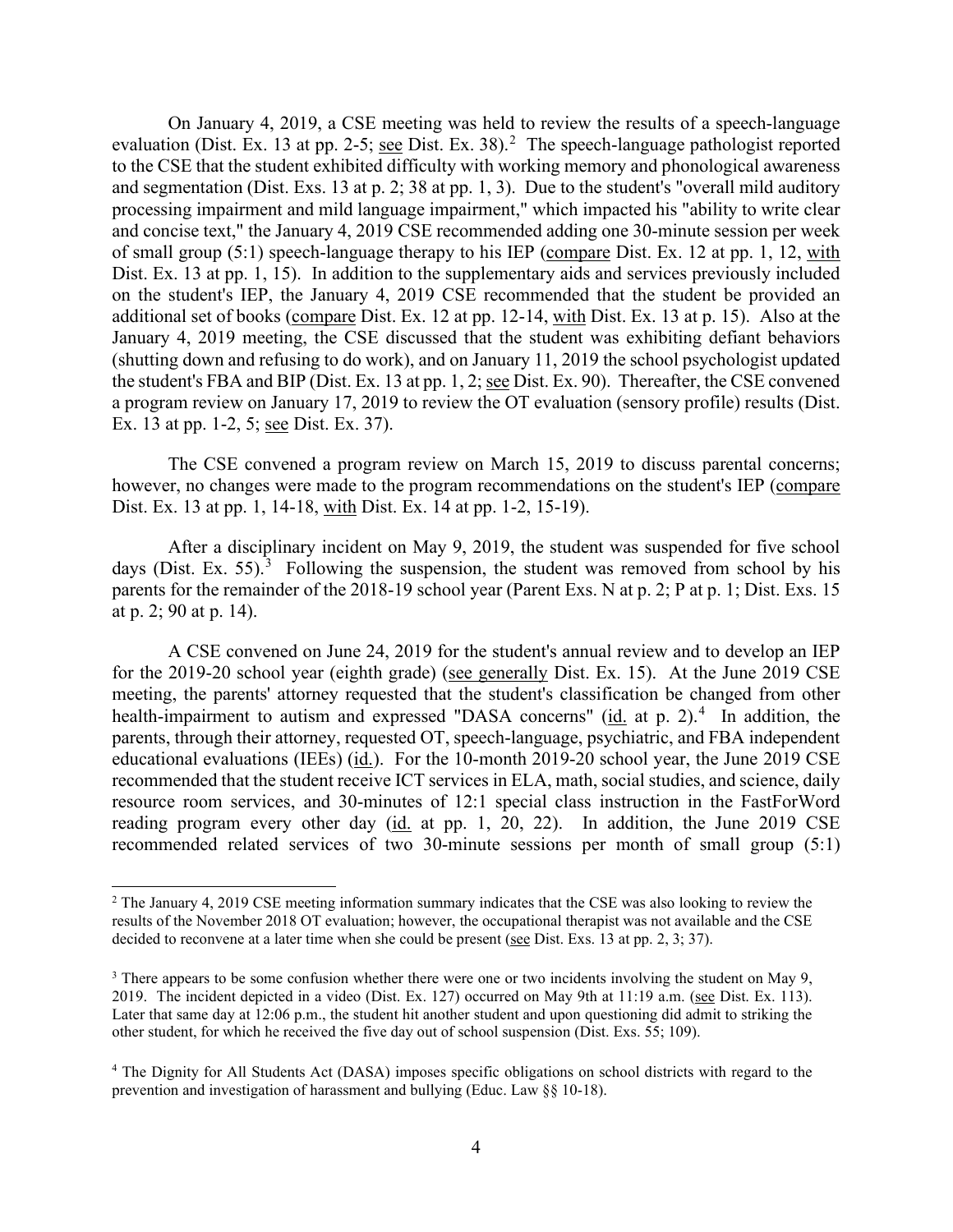On January 4, 2019, a CSE meeting was held to review the results of a speech-language evaluation (Dist. Ex. 13 at pp. 2-5; see Dist. Ex. 38).[2] The speech-language pathologist reported to the CSE that the student exhibited difficulty with working memory and phonological awareness and segmentation (Dist. Exs. 13 at p. 2; 38 at pp. 1, 3). Due to the student's "overall mild auditory processing impairment and mild language impairment," which impacted his "ability to write clear and concise text," the January 4, 2019 CSE recommended adding one 30-minute session per week of small group (5:1) speech-language therapy to his IEP (compare Dist. Ex. 12 at pp. 1, 12, with Dist. Ex. 13 at pp. 1, 15). In addition to the supplementary aids and services previously included on the student's IEP, the January 4, 2019 CSE recommended that the student be provided an additional set of books (compare Dist. Ex. 12 at pp. 12-14, with Dist. Ex. 13 at p. 15). Also at the January 4, 2019 meeting, the CSE discussed that the student was exhibiting defiant behaviors (shutting down and refusing to do work), and on January 11, 2019 the school psychologist updated the student's FBA and BIP (Dist. Ex. 13 at pp. 1, 2; see Dist. Ex. 90). Thereafter, the CSE convened a program review on January 17, 2019 to review the OT evaluation (sensory profile) results (Dist. Ex. 13 at pp. 1-2, 5; see Dist. Ex. 37).

The CSE convened a program review on March 15, 2019 to discuss parental concerns; however, no changes were made to the program recommendations on the student's IEP (compare Dist. Ex. 13 at pp. 1, 14-18, with Dist. Ex. 14 at pp. 1-2, 15-19).

After a disciplinary incident on May 9, 2019, the student was suspended for five school days (Dist. Ex. 55).[3] Following the suspension, the student was removed from school by his parents for the remainder of the 2018-19 school year (Parent Exs. N at p. 2; P at p. 1; Dist. Exs. 15 at p. 2; 90 at p. 14).

A CSE convened on June 24, 2019 for the student's annual review and to develop an IEP for the 2019-20 school year (eighth grade) (see generally Dist. Ex. 15). At the June 2019 CSE meeting, the parents' attorney requested that the student's classification be changed from other health-impairment to autism and expressed "DASA concerns" (id. at p. 2).[4] In addition, the parents, through their attorney, requested OT, speech-language, psychiatric, and FBA independent educational evaluations (IEEs) (id.). For the 10-month 2019-20 school year, the June 2019 CSE recommended that the student receive ICT services in ELA, math, social studies, and science, daily resource room services, and 30-minutes of 12:1 special class instruction in the FastForWord reading program every other day (id. at pp. 1, 20, 22). In addition, the June 2019 CSE recommended related services of two 30-minute sessions per month of small group (5:1)

---

[2] The January 4, 2019 CSE meeting information summary indicates that the CSE was also looking to review the results of the November 2018 OT evaluation; however, the occupational therapist was not available and the CSE decided to reconvene at a later time when she could be present (see Dist. Exs. 13 at pp. 2, 3; 37).

[3] There appears to be some confusion whether there were one or two incidents involving the student on May 9, 2019. The incident depicted in a video (Dist. Ex. 127) occurred on May 9th at 11:19 a.m. (see Dist. Ex. 113). Later that same day at 12:06 p.m., the student hit another student and upon questioning did admit to striking the other student, for which he received the five day out of school suspension (Dist. Exs. 55; 109).

[4] The Dignity for All Students Act (DASA) imposes specific obligations on school districts with regard to the prevention and investigation of harassment and bullying (Educ. Law §§ 10-18).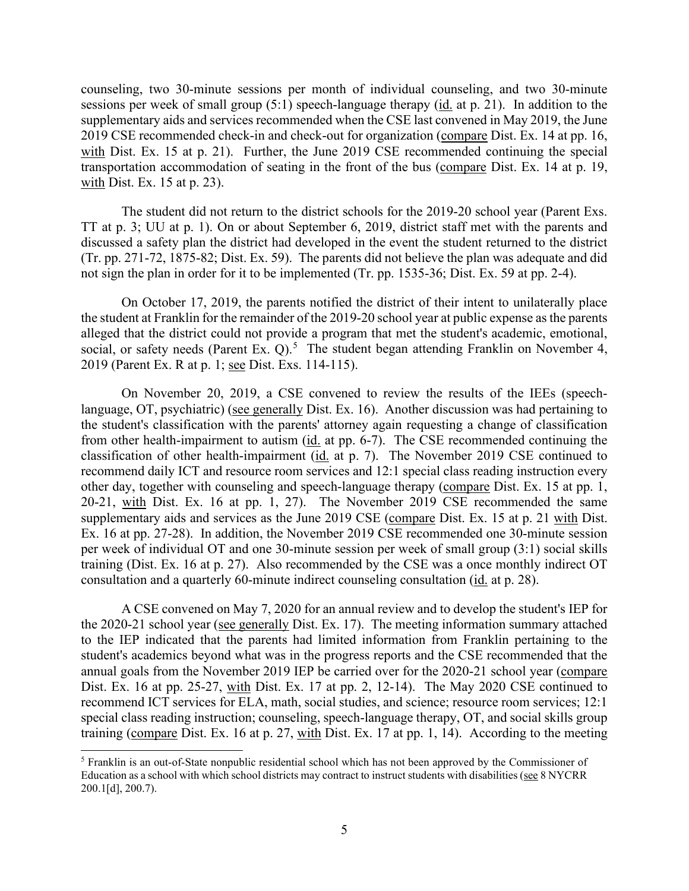counseling, two 30-minute sessions per month of individual counseling, and two 30-minute sessions per week of small group (5:1) speech-language therapy (id. at p. 21). In addition to the supplementary aids and services recommended when the CSE last convened in May 2019, the June 2019 CSE recommended check-in and check-out for organization (compare Dist. Ex. 14 at pp. 16, with Dist. Ex. 15 at p. 21). Further, the June 2019 CSE recommended continuing the special transportation accommodation of seating in the front of the bus (compare Dist. Ex. 14 at p. 19, with Dist. Ex. 15 at p. 23).

The student did not return to the district schools for the 2019-20 school year (Parent Exs. TT at p. 3; UU at p. 1). On or about September 6, 2019, district staff met with the parents and discussed a safety plan the district had developed in the event the student returned to the district (Tr. pp. 271-72, 1875-82; Dist. Ex. 59). The parents did not believe the plan was adequate and did not sign the plan in order for it to be implemented (Tr. pp. 1535-36; Dist. Ex. 59 at pp. 2-4).

On October 17, 2019, the parents notified the district of their intent to unilaterally place the student at Franklin for the remainder of the 2019-20 school year at public expense as the parents alleged that the district could not provide a program that met the student's academic, emotional, social, or safety needs (Parent Ex. Q).[5] The student began attending Franklin on November 4, 2019 (Parent Ex. R at p. 1; see Dist. Exs. 114-115).

On November 20, 2019, a CSE convened to review the results of the IEEs (speech-language, OT, psychiatric) (see generally Dist. Ex. 16). Another discussion was had pertaining to the student's classification with the parents' attorney again requesting a change of classification from other health-impairment to autism (id. at pp. 6-7). The CSE recommended continuing the classification of other health-impairment (id. at p. 7). The November 2019 CSE continued to recommend daily ICT and resource room services and 12:1 special class reading instruction every other day, together with counseling and speech-language therapy (compare Dist. Ex. 15 at pp. 1, 20-21, with Dist. Ex. 16 at pp. 1, 27). The November 2019 CSE recommended the same supplementary aids and services as the June 2019 CSE (compare Dist. Ex. 15 at p. 21 with Dist. Ex. 16 at pp. 27-28). In addition, the November 2019 CSE recommended one 30-minute session per week of individual OT and one 30-minute session per week of small group (3:1) social skills training (Dist. Ex. 16 at p. 27). Also recommended by the CSE was a once monthly indirect OT consultation and a quarterly 60-minute indirect counseling consultation (id. at p. 28).

A CSE convened on May 7, 2020 for an annual review and to develop the student's IEP for the 2020-21 school year (see generally Dist. Ex. 17). The meeting information summary attached to the IEP indicated that the parents had limited information from Franklin pertaining to the student's academics beyond what was in the progress reports and the CSE recommended that the annual goals from the November 2019 IEP be carried over for the 2020-21 school year (compare Dist. Ex. 16 at pp. 25-27, with Dist. Ex. 17 at pp. 2, 12-14). The May 2020 CSE continued to recommend ICT services for ELA, math, social studies, and science; resource room services; 12:1 special class reading instruction; counseling, speech-language therapy, OT, and social skills group training (compare Dist. Ex. 16 at p. 27, with Dist. Ex. 17 at pp. 1, 14). According to the meeting

[5] Franklin is an out-of-State nonpublic residential school which has not been approved by the Commissioner of Education as a school with which school districts may contract to instruct students with disabilities (see 8 NYCRR 200.1[d], 200.7).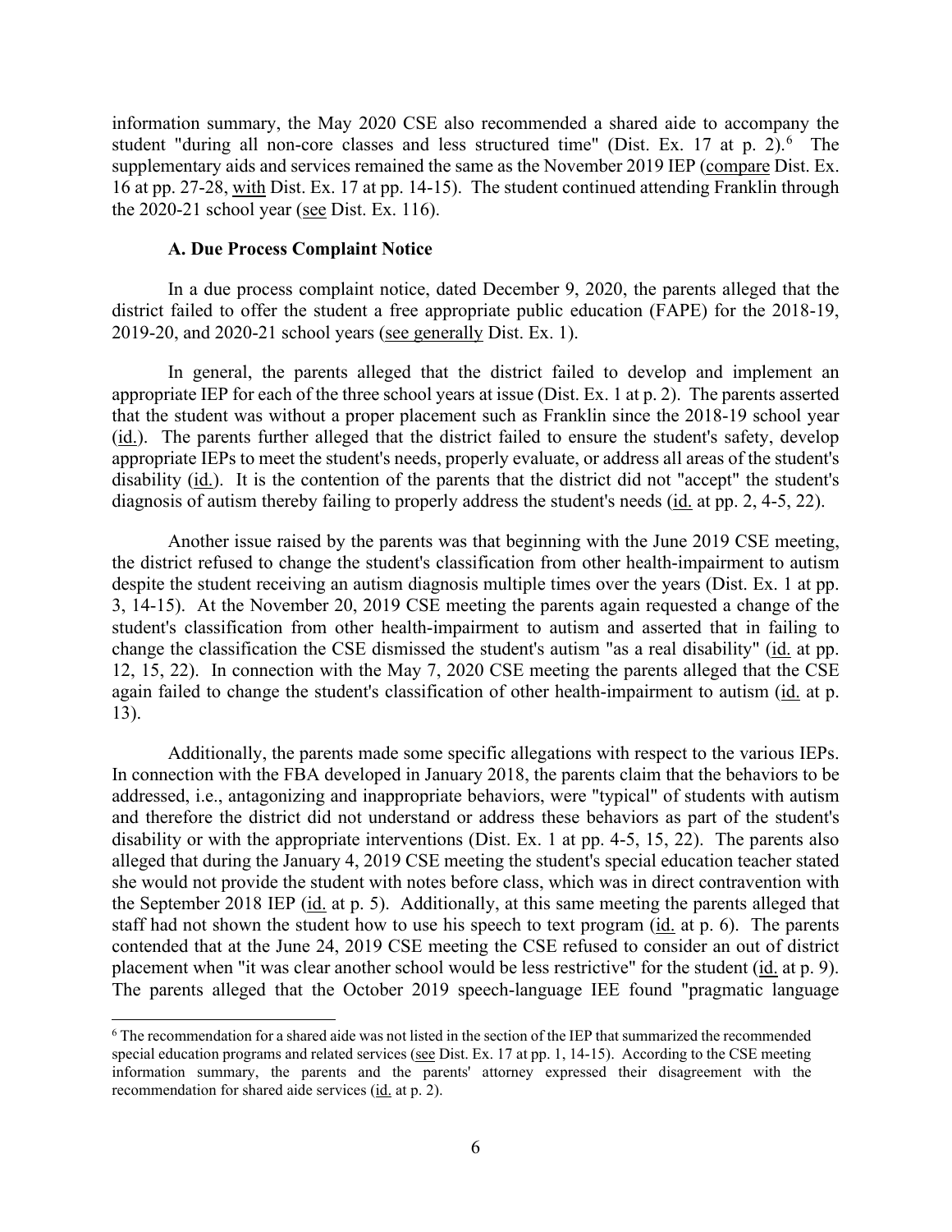information summary, the May 2020 CSE also recommended a shared aide to accompany the student "during all non-core classes and less structured time" (Dist. Ex. 17 at p. 2).[6] The supplementary aids and services remained the same as the November 2019 IEP (compare Dist. Ex. 16 at pp. 27-28, with Dist. Ex. 17 at pp. 14-15). The student continued attending Franklin through the 2020-21 school year (see Dist. Ex. 116).

### A. Due Process Complaint Notice

In a due process complaint notice, dated December 9, 2020, the parents alleged that the district failed to offer the student a free appropriate public education (FAPE) for the 2018-19, 2019-20, and 2020-21 school years (see generally Dist. Ex. 1).

In general, the parents alleged that the district failed to develop and implement an appropriate IEP for each of the three school years at issue (Dist. Ex. 1 at p. 2). The parents asserted that the student was without a proper placement such as Franklin since the 2018-19 school year (id.). The parents further alleged that the district failed to ensure the student's safety, develop appropriate IEPs to meet the student's needs, properly evaluate, or address all areas of the student's disability (id.). It is the contention of the parents that the district did not "accept" the student's diagnosis of autism thereby failing to properly address the student's needs (id. at pp. 2, 4-5, 22).

Another issue raised by the parents was that beginning with the June 2019 CSE meeting, the district refused to change the student's classification from other health-impairment to autism despite the student receiving an autism diagnosis multiple times over the years (Dist. Ex. 1 at pp. 3, 14-15). At the November 20, 2019 CSE meeting the parents again requested a change of the student's classification from other health-impairment to autism and asserted that in failing to change the classification the CSE dismissed the student's autism "as a real disability" (id. at pp. 12, 15, 22). In connection with the May 7, 2020 CSE meeting the parents alleged that the CSE again failed to change the student's classification of other health-impairment to autism (id. at p. 13).

Additionally, the parents made some specific allegations with respect to the various IEPs. In connection with the FBA developed in January 2018, the parents claim that the behaviors to be addressed, i.e., antagonizing and inappropriate behaviors, were "typical" of students with autism and therefore the district did not understand or address these behaviors as part of the student's disability or with the appropriate interventions (Dist. Ex. 1 at pp. 4-5, 15, 22). The parents also alleged that during the January 4, 2019 CSE meeting the student's special education teacher stated she would not provide the student with notes before class, which was in direct contravention with the September 2018 IEP (id. at p. 5). Additionally, at this same meeting the parents alleged that staff had not shown the student how to use his speech to text program (id. at p. 6). The parents contended that at the June 24, 2019 CSE meeting the CSE refused to consider an out of district placement when "it was clear another school would be less restrictive" for the student (id. at p. 9). The parents alleged that the October 2019 speech-language IEE found "pragmatic language

[6] The recommendation for a shared aide was not listed in the section of the IEP that summarized the recommended special education programs and related services (see Dist. Ex. 17 at pp. 1, 14-15). According to the CSE meeting information summary, the parents and the parents' attorney expressed their disagreement with the recommendation for shared aide services (id. at p. 2).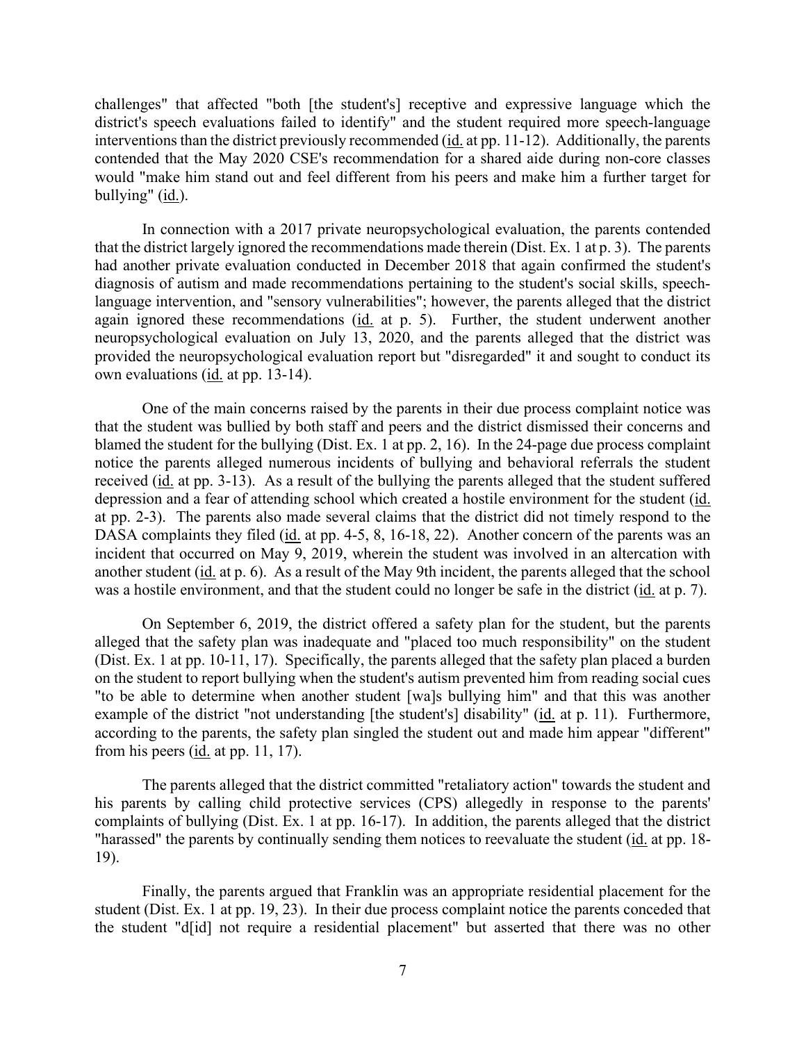challenges" that affected "both [the student's] receptive and expressive language which the district's speech evaluations failed to identify" and the student required more speech-language interventions than the district previously recommended (id. at pp. 11-12). Additionally, the parents contended that the May 2020 CSE's recommendation for a shared aide during non-core classes would "make him stand out and feel different from his peers and make him a further target for bullying" (id.).

In connection with a 2017 private neuropsychological evaluation, the parents contended that the district largely ignored the recommendations made therein (Dist. Ex. 1 at p. 3). The parents had another private evaluation conducted in December 2018 that again confirmed the student's diagnosis of autism and made recommendations pertaining to the student's social skills, speech-language intervention, and "sensory vulnerabilities"; however, the parents alleged that the district again ignored these recommendations (id. at p. 5). Further, the student underwent another neuropsychological evaluation on July 13, 2020, and the parents alleged that the district was provided the neuropsychological evaluation report but "disregarded" it and sought to conduct its own evaluations (id. at pp. 13-14).

One of the main concerns raised by the parents in their due process complaint notice was that the student was bullied by both staff and peers and the district dismissed their concerns and blamed the student for the bullying (Dist. Ex. 1 at pp. 2, 16). In the 24-page due process complaint notice the parents alleged numerous incidents of bullying and behavioral referrals the student received (id. at pp. 3-13). As a result of the bullying the parents alleged that the student suffered depression and a fear of attending school which created a hostile environment for the student (id. at pp. 2-3). The parents also made several claims that the district did not timely respond to the DASA complaints they filed (id. at pp. 4-5, 8, 16-18, 22). Another concern of the parents was an incident that occurred on May 9, 2019, wherein the student was involved in an altercation with another student (id. at p. 6). As a result of the May 9th incident, the parents alleged that the school was a hostile environment, and that the student could no longer be safe in the district (id. at p. 7).

On September 6, 2019, the district offered a safety plan for the student, but the parents alleged that the safety plan was inadequate and "placed too much responsibility" on the student (Dist. Ex. 1 at pp. 10-11, 17). Specifically, the parents alleged that the safety plan placed a burden on the student to report bullying when the student's autism prevented him from reading social cues "to be able to determine when another student [wa]s bullying him" and that this was another example of the district "not understanding [the student's] disability" (id. at p. 11). Furthermore, according to the parents, the safety plan singled the student out and made him appear "different" from his peers (id. at pp. 11, 17).

The parents alleged that the district committed "retaliatory action" towards the student and his parents by calling child protective services (CPS) allegedly in response to the parents' complaints of bullying (Dist. Ex. 1 at pp. 16-17). In addition, the parents alleged that the district "harassed" the parents by continually sending them notices to reevaluate the student (id. at pp. 18-19).

Finally, the parents argued that Franklin was an appropriate residential placement for the student (Dist. Ex. 1 at pp. 19, 23). In their due process complaint notice the parents conceded that the student "d[id] not require a residential placement" but asserted that there was no other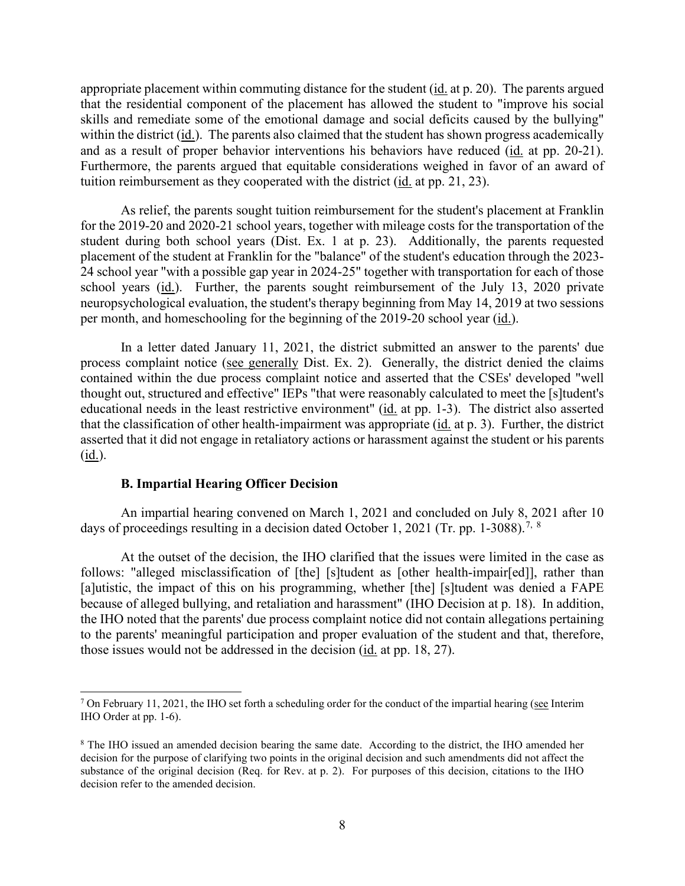appropriate placement within commuting distance for the student (id. at p. 20). The parents argued that the residential component of the placement has allowed the student to "improve his social skills and remediate some of the emotional damage and social deficits caused by the bullying" within the district (id.). The parents also claimed that the student has shown progress academically and as a result of proper behavior interventions his behaviors have reduced (id. at pp. 20-21). Furthermore, the parents argued that equitable considerations weighed in favor of an award of tuition reimbursement as they cooperated with the district (id. at pp. 21, 23).

As relief, the parents sought tuition reimbursement for the student's placement at Franklin for the 2019-20 and 2020-21 school years, together with mileage costs for the transportation of the student during both school years (Dist. Ex. 1 at p. 23). Additionally, the parents requested placement of the student at Franklin for the "balance" of the student's education through the 2023-24 school year "with a possible gap year in 2024-25" together with transportation for each of those school years (id.). Further, the parents sought reimbursement of the July 13, 2020 private neuropsychological evaluation, the student's therapy beginning from May 14, 2019 at two sessions per month, and homeschooling for the beginning of the 2019-20 school year (id.).

In a letter dated January 11, 2021, the district submitted an answer to the parents' due process complaint notice (see generally Dist. Ex. 2). Generally, the district denied the claims contained within the due process complaint notice and asserted that the CSEs' developed "well thought out, structured and effective" IEPs "that were reasonably calculated to meet the [s]tudent's educational needs in the least restrictive environment" (id. at pp. 1-3). The district also asserted that the classification of other health-impairment was appropriate (id. at p. 3). Further, the district asserted that it did not engage in retaliatory actions or harassment against the student or his parents (id.).

### B. Impartial Hearing Officer Decision

An impartial hearing convened on March 1, 2021 and concluded on July 8, 2021 after 10 days of proceedings resulting in a decision dated October 1, 2021 (Tr. pp. 1-3088).[7, 8]

At the outset of the decision, the IHO clarified that the issues were limited in the case as follows: "alleged misclassification of [the] [s]tudent as [other health-impair[ed]], rather than [a]utistic, the impact of this on his programming, whether [the] [s]tudent was denied a FAPE because of alleged bullying, and retaliation and harassment" (IHO Decision at p. 18). In addition, the IHO noted that the parents' due process complaint notice did not contain allegations pertaining to the parents' meaningful participation and proper evaluation of the student and that, therefore, those issues would not be addressed in the decision (id. at pp. 18, 27).

---

[7] On February 11, 2021, the IHO set forth a scheduling order for the conduct of the impartial hearing (see Interim IHO Order at pp. 1-6).

[8] The IHO issued an amended decision bearing the same date. According to the district, the IHO amended her decision for the purpose of clarifying two points in the original decision and such amendments did not affect the substance of the original decision (Req. for Rev. at p. 2). For purposes of this decision, citations to the IHO decision refer to the amended decision.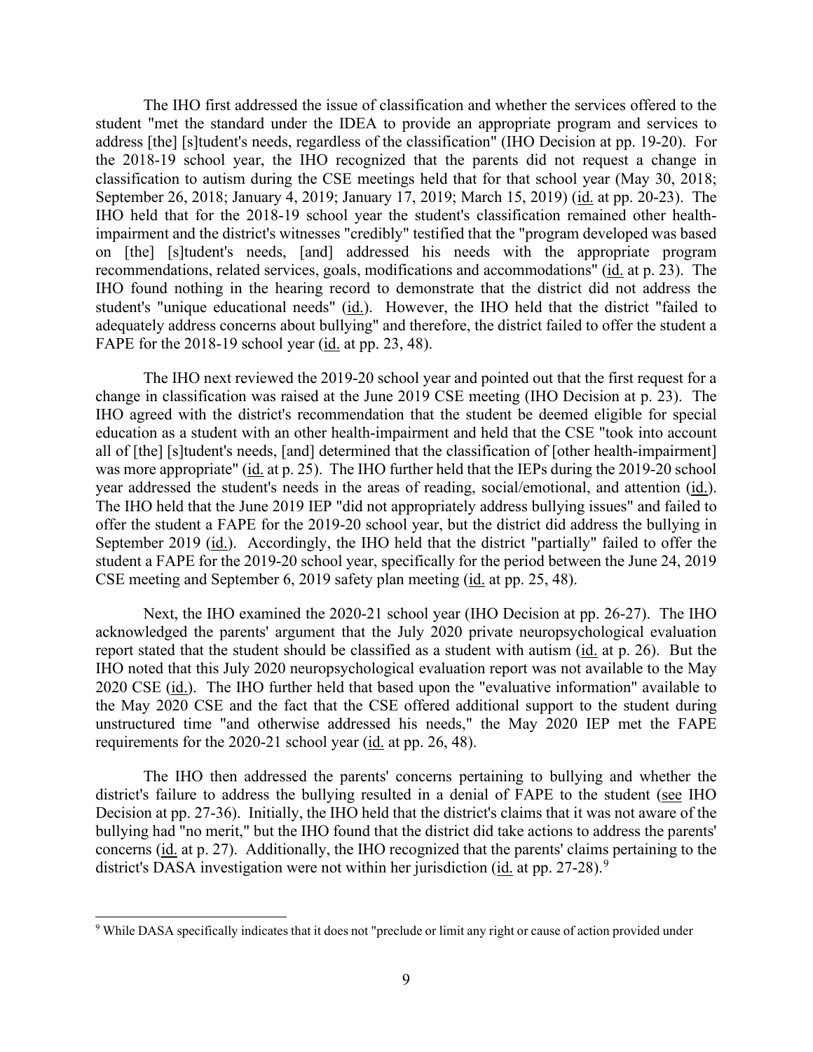The IHO first addressed the issue of classification and whether the services offered to the student "met the standard under the IDEA to provide an appropriate program and services to address [the] [s]tudent's needs, regardless of the classification" (IHO Decision at pp. 19-20). For the 2018-19 school year, the IHO recognized that the parents did not request a change in classification to autism during the CSE meetings held that for that school year (May 30, 2018; September 26, 2018; January 4, 2019; January 17, 2019; March 15, 2019) (id. at pp. 20-23). The IHO held that for the 2018-19 school year the student's classification remained other health-impairment and the district's witnesses "credibly" testified that the "program developed was based on [the] [s]tudent's needs, [and] addressed his needs with the appropriate program recommendations, related services, goals, modifications and accommodations" (id. at p. 23). The IHO found nothing in the hearing record to demonstrate that the district did not address the student's "unique educational needs" (id.). However, the IHO held that the district "failed to adequately address concerns about bullying" and therefore, the district failed to offer the student a FAPE for the 2018-19 school year (id. at pp. 23, 48).

The IHO next reviewed the 2019-20 school year and pointed out that the first request for a change in classification was raised at the June 2019 CSE meeting (IHO Decision at p. 23). The IHO agreed with the district's recommendation that the student be deemed eligible for special education as a student with an other health-impairment and held that the CSE "took into account all of [the] [s]tudent's needs, [and] determined that the classification of [other health-impairment] was more appropriate" (id. at p. 25). The IHO further held that the IEPs during the 2019-20 school year addressed the student's needs in the areas of reading, social/emotional, and attention (id.). The IHO held that the June 2019 IEP "did not appropriately address bullying issues" and failed to offer the student a FAPE for the 2019-20 school year, but the district did address the bullying in September 2019 (id.). Accordingly, the IHO held that the district "partially" failed to offer the student a FAPE for the 2019-20 school year, specifically for the period between the June 24, 2019 CSE meeting and September 6, 2019 safety plan meeting (id. at pp. 25, 48).

Next, the IHO examined the 2020-21 school year (IHO Decision at pp. 26-27). The IHO acknowledged the parents' argument that the July 2020 private neuropsychological evaluation report stated that the student should be classified as a student with autism (id. at p. 26). But the IHO noted that this July 2020 neuropsychological evaluation report was not available to the May 2020 CSE (id.). The IHO further held that based upon the "evaluative information" available to the May 2020 CSE and the fact that the CSE offered additional support to the student during unstructured time "and otherwise addressed his needs," the May 2020 IEP met the FAPE requirements for the 2020-21 school year (id. at pp. 26, 48).

The IHO then addressed the parents' concerns pertaining to bullying and whether the district's failure to address the bullying resulted in a denial of FAPE to the student (see IHO Decision at pp. 27-36). Initially, the IHO held that the district's claims that it was not aware of the bullying had "no merit," but the IHO found that the district did take actions to address the parents' concerns (id. at p. 27). Additionally, the IHO recognized that the parents' claims pertaining to the district's DASA investigation were not within her jurisdiction (id. at pp. 27-28).[9]

[9] While DASA specifically indicates that it does not "preclude or limit any right or cause of action provided under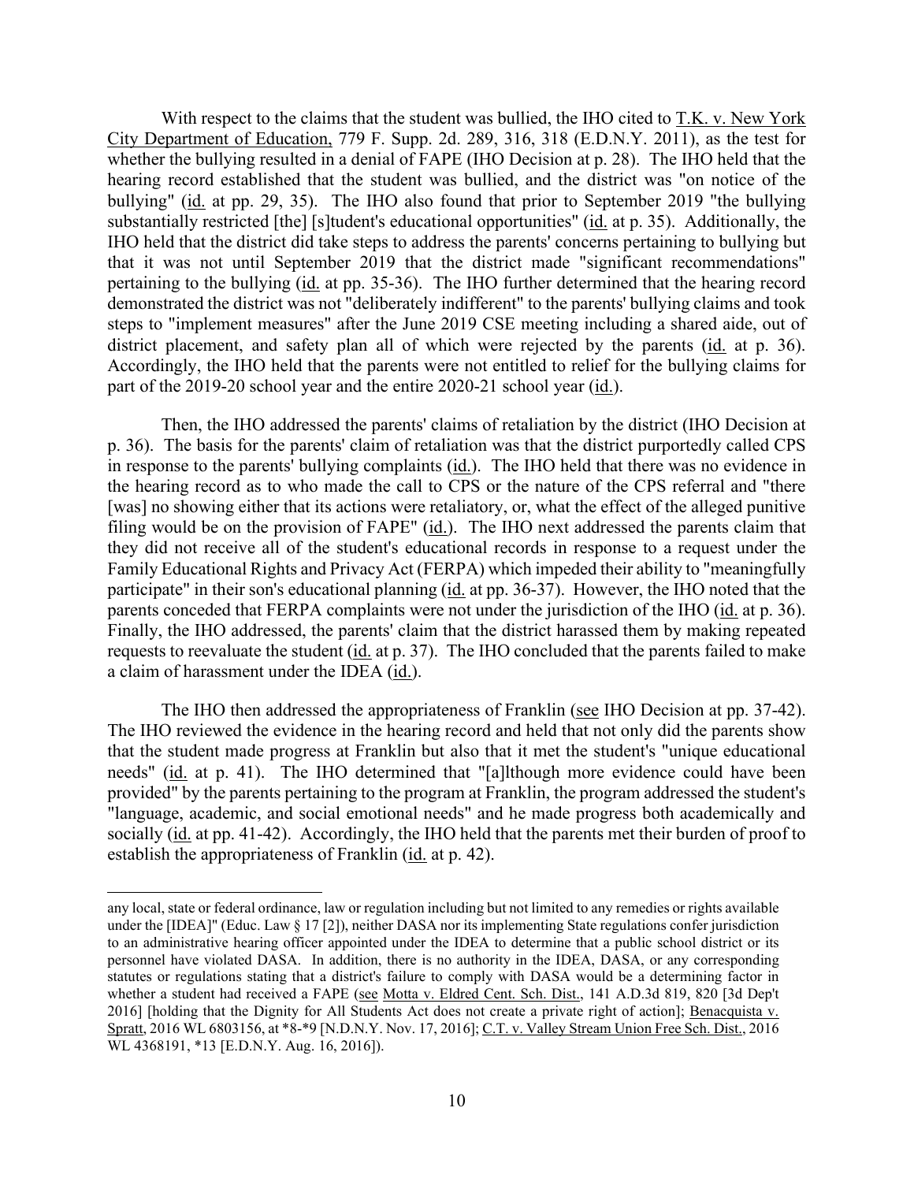With respect to the claims that the student was bullied, the IHO cited to T.K. v. New York City Department of Education, 779 F. Supp. 2d. 289, 316, 318 (E.D.N.Y. 2011), as the test for whether the bullying resulted in a denial of FAPE (IHO Decision at p. 28). The IHO held that the hearing record established that the student was bullied, and the district was "on notice of the bullying" (id. at pp. 29, 35). The IHO also found that prior to September 2019 "the bullying substantially restricted [the] [s]tudent's educational opportunities" (id. at p. 35). Additionally, the IHO held that the district did take steps to address the parents' concerns pertaining to bullying but that it was not until September 2019 that the district made "significant recommendations" pertaining to the bullying (id. at pp. 35-36). The IHO further determined that the hearing record demonstrated the district was not "deliberately indifferent" to the parents' bullying claims and took steps to "implement measures" after the June 2019 CSE meeting including a shared aide, out of district placement, and safety plan all of which were rejected by the parents (id. at p. 36). Accordingly, the IHO held that the parents were not entitled to relief for the bullying claims for part of the 2019-20 school year and the entire 2020-21 school year (id.).

Then, the IHO addressed the parents' claims of retaliation by the district (IHO Decision at p. 36). The basis for the parents' claim of retaliation was that the district purportedly called CPS in response to the parents' bullying complaints (id.). The IHO held that there was no evidence in the hearing record as to who made the call to CPS or the nature of the CPS referral and "there [was] no showing either that its actions were retaliatory, or, what the effect of the alleged punitive filing would be on the provision of FAPE" (id.). The IHO next addressed the parents claim that they did not receive all of the student's educational records in response to a request under the Family Educational Rights and Privacy Act (FERPA) which impeded their ability to "meaningfully participate" in their son's educational planning (id. at pp. 36-37). However, the IHO noted that the parents conceded that FERPA complaints were not under the jurisdiction of the IHO (id. at p. 36). Finally, the IHO addressed, the parents' claim that the district harassed them by making repeated requests to reevaluate the student (id. at p. 37). The IHO concluded that the parents failed to make a claim of harassment under the IDEA (id.).

The IHO then addressed the appropriateness of Franklin (see IHO Decision at pp. 37-42). The IHO reviewed the evidence in the hearing record and held that not only did the parents show that the student made progress at Franklin but also that it met the student's "unique educational needs" (id. at p. 41). The IHO determined that "[a]lthough more evidence could have been provided" by the parents pertaining to the program at Franklin, the program addressed the student's "language, academic, and social emotional needs" and he made progress both academically and socially (id. at pp. 41-42). Accordingly, the IHO held that the parents met their burden of proof to establish the appropriateness of Franklin (id. at p. 42).

---

any local, state or federal ordinance, law or regulation including but not limited to any remedies or rights available under the [IDEA]" (Educ. Law § 17 [2]), neither DASA nor its implementing State regulations confer jurisdiction to an administrative hearing officer appointed under the IDEA to determine that a public school district or its personnel have violated DASA. In addition, there is no authority in the IDEA, DASA, or any corresponding statutes or regulations stating that a district's failure to comply with DASA would be a determining factor in whether a student had received a FAPE (see Motta v. Eldred Cent. Sch. Dist., 141 A.D.3d 819, 820 [3d Dep't 2016] [holding that the Dignity for All Students Act does not create a private right of action]; Benacquista v. Spratt, 2016 WL 6803156, at *8-*9 [N.D.N.Y. Nov. 17, 2016]; C.T. v. Valley Stream Union Free Sch. Dist., 2016 WL 4368191, *13 [E.D.N.Y. Aug. 16, 2016]).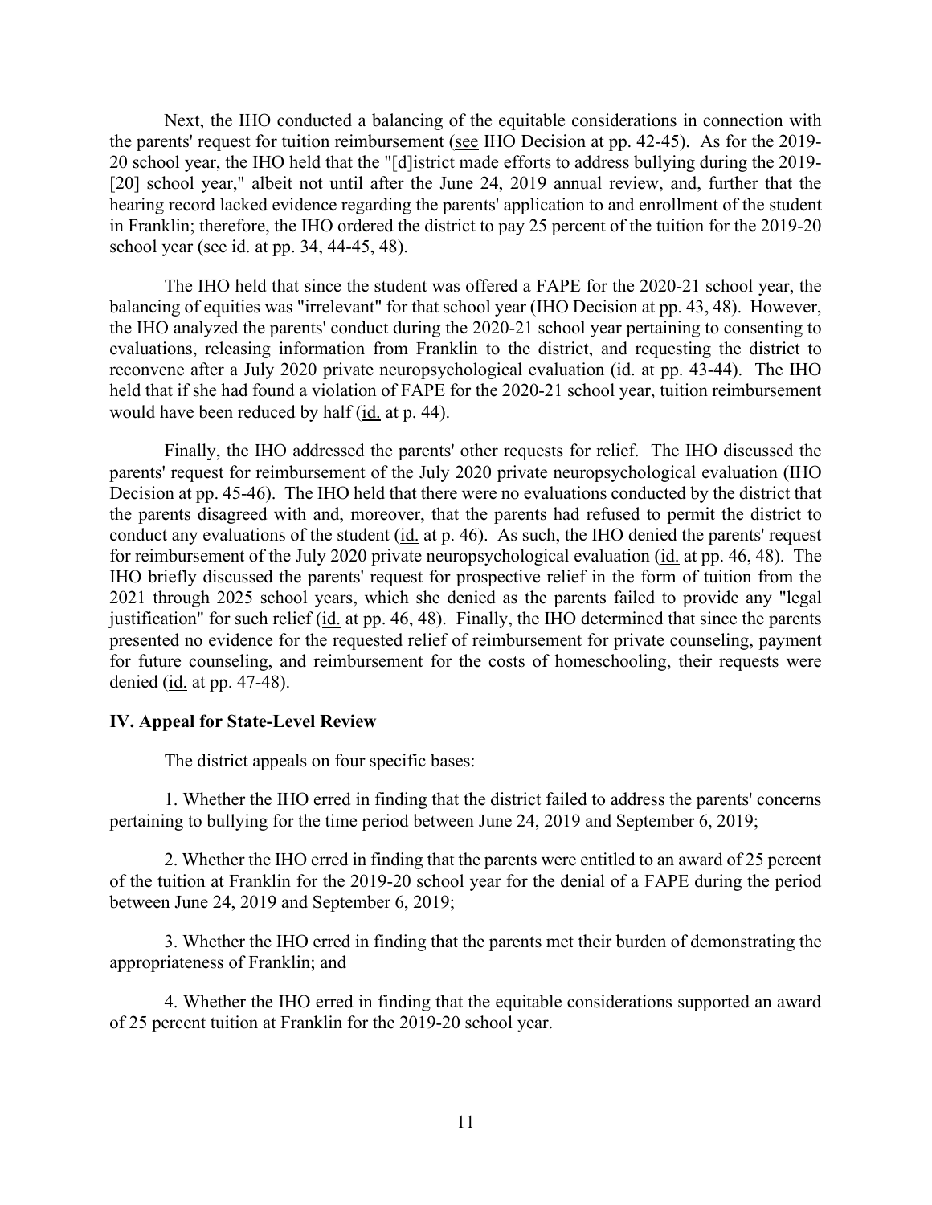Next, the IHO conducted a balancing of the equitable considerations in connection with the parents' request for tuition reimbursement (see IHO Decision at pp. 42-45). As for the 2019-20 school year, the IHO held that the "[d]istrict made efforts to address bullying during the 2019-[20] school year," albeit not until after the June 24, 2019 annual review, and, further that the hearing record lacked evidence regarding the parents' application to and enrollment of the student in Franklin; therefore, the IHO ordered the district to pay 25 percent of the tuition for the 2019-20 school year (see id. at pp. 34, 44-45, 48).

The IHO held that since the student was offered a FAPE for the 2020-21 school year, the balancing of equities was "irrelevant" for that school year (IHO Decision at pp. 43, 48). However, the IHO analyzed the parents' conduct during the 2020-21 school year pertaining to consenting to evaluations, releasing information from Franklin to the district, and requesting the district to reconvene after a July 2020 private neuropsychological evaluation (id. at pp. 43-44). The IHO held that if she had found a violation of FAPE for the 2020-21 school year, tuition reimbursement would have been reduced by half (id. at p. 44).

Finally, the IHO addressed the parents' other requests for relief. The IHO discussed the parents' request for reimbursement of the July 2020 private neuropsychological evaluation (IHO Decision at pp. 45-46). The IHO held that there were no evaluations conducted by the district that the parents disagreed with and, moreover, that the parents had refused to permit the district to conduct any evaluations of the student (id. at p. 46). As such, the IHO denied the parents' request for reimbursement of the July 2020 private neuropsychological evaluation (id. at pp. 46, 48). The IHO briefly discussed the parents' request for prospective relief in the form of tuition from the 2021 through 2025 school years, which she denied as the parents failed to provide any "legal justification" for such relief (id. at pp. 46, 48). Finally, the IHO determined that since the parents presented no evidence for the requested relief of reimbursement for private counseling, payment for future counseling, and reimbursement for the costs of homeschooling, their requests were denied (id. at pp. 47-48).

## IV. Appeal for State-Level Review

The district appeals on four specific bases:

1. Whether the IHO erred in finding that the district failed to address the parents' concerns pertaining to bullying for the time period between June 24, 2019 and September 6, 2019;

2. Whether the IHO erred in finding that the parents were entitled to an award of 25 percent of the tuition at Franklin for the 2019-20 school year for the denial of a FAPE during the period between June 24, 2019 and September 6, 2019;

3. Whether the IHO erred in finding that the parents met their burden of demonstrating the appropriateness of Franklin; and

4. Whether the IHO erred in finding that the equitable considerations supported an award of 25 percent tuition at Franklin for the 2019-20 school year.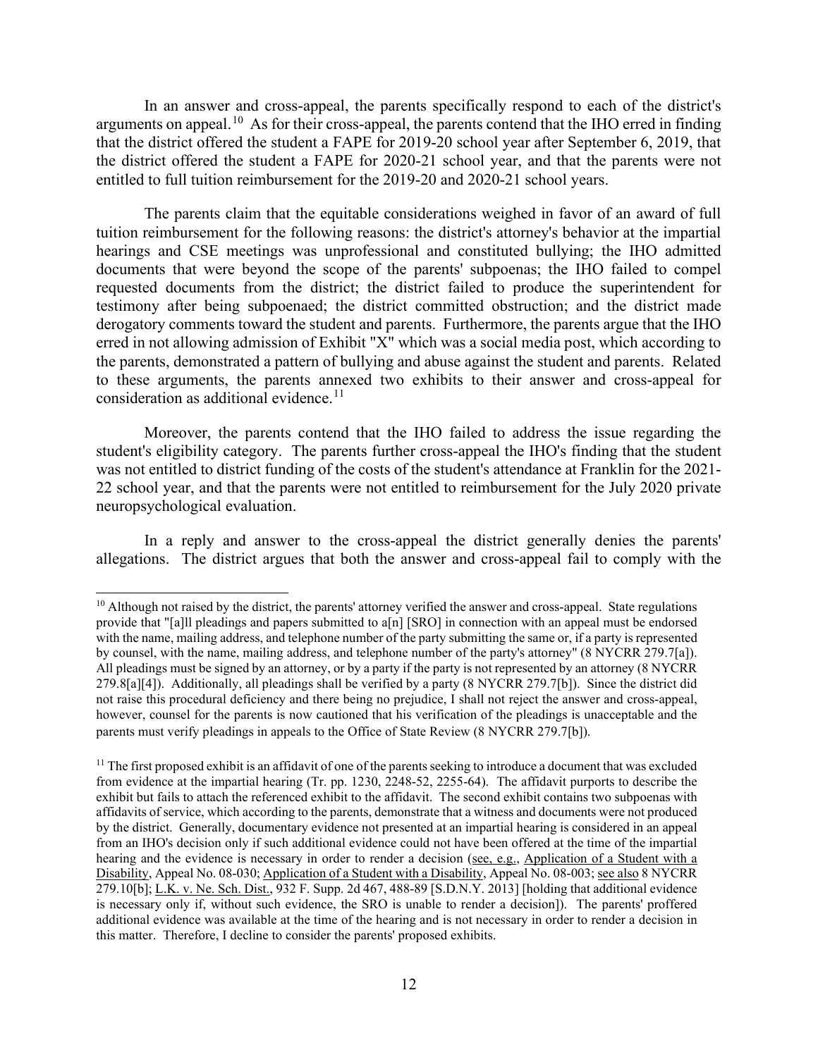In an answer and cross-appeal, the parents specifically respond to each of the district's arguments on appeal.[10] As for their cross-appeal, the parents contend that the IHO erred in finding that the district offered the student a FAPE for 2019-20 school year after September 6, 2019, that the district offered the student a FAPE for 2020-21 school year, and that the parents were not entitled to full tuition reimbursement for the 2019-20 and 2020-21 school years.

The parents claim that the equitable considerations weighed in favor of an award of full tuition reimbursement for the following reasons: the district's attorney's behavior at the impartial hearings and CSE meetings was unprofessional and constituted bullying; the IHO admitted documents that were beyond the scope of the parents' subpoenas; the IHO failed to compel requested documents from the district; the district failed to produce the superintendent for testimony after being subpoenaed; the district committed obstruction; and the district made derogatory comments toward the student and parents. Furthermore, the parents argue that the IHO erred in not allowing admission of Exhibit "X" which was a social media post, which according to the parents, demonstrated a pattern of bullying and abuse against the student and parents. Related to these arguments, the parents annexed two exhibits to their answer and cross-appeal for consideration as additional evidence.[11]

Moreover, the parents contend that the IHO failed to address the issue regarding the student's eligibility category. The parents further cross-appeal the IHO's finding that the student was not entitled to district funding of the costs of the student's attendance at Franklin for the 2021-22 school year, and that the parents were not entitled to reimbursement for the July 2020 private neuropsychological evaluation.

In a reply and answer to the cross-appeal the district generally denies the parents' allegations. The district argues that both the answer and cross-appeal fail to comply with the

---

[10] Although not raised by the district, the parents' attorney verified the answer and cross-appeal. State regulations provide that "[a]ll pleadings and papers submitted to a[n] [SRO] in connection with an appeal must be endorsed with the name, mailing address, and telephone number of the party submitting the same or, if a party is represented by counsel, with the name, mailing address, and telephone number of the party's attorney" (8 NYCRR 279.7[a]). All pleadings must be signed by an attorney, or by a party if the party is not represented by an attorney (8 NYCRR 279.8[a][4]). Additionally, all pleadings shall be verified by a party (8 NYCRR 279.7[b]). Since the district did not raise this procedural deficiency and there being no prejudice, I shall not reject the answer and cross-appeal, however, counsel for the parents is now cautioned that his verification of the pleadings is unacceptable and the parents must verify pleadings in appeals to the Office of State Review (8 NYCRR 279.7[b]).

[11] The first proposed exhibit is an affidavit of one of the parents seeking to introduce a document that was excluded from evidence at the impartial hearing (Tr. pp. 1230, 2248-52, 2255-64). The affidavit purports to describe the exhibit but fails to attach the referenced exhibit to the affidavit. The second exhibit contains two subpoenas with affidavits of service, which according to the parents, demonstrate that a witness and documents were not produced by the district. Generally, documentary evidence not presented at an impartial hearing is considered in an appeal from an IHO's decision only if such additional evidence could not have been offered at the time of the impartial hearing and the evidence is necessary in order to render a decision (see, e.g., Application of a Student with a Disability, Appeal No. 08-030; Application of a Student with a Disability, Appeal No. 08-003; see also 8 NYCRR 279.10[b]; L.K. v. Ne. Sch. Dist., 932 F. Supp. 2d 467, 488-89 [S.D.N.Y. 2013] [holding that additional evidence is necessary only if, without such evidence, the SRO is unable to render a decision]). The parents' proffered additional evidence was available at the time of the hearing and is not necessary in order to render a decision in this matter. Therefore, I decline to consider the parents' proposed exhibits.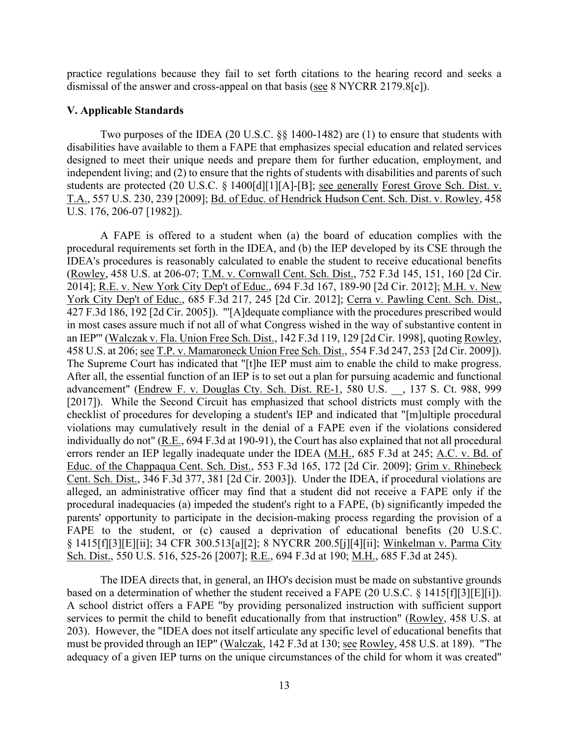practice regulations because they fail to set forth citations to the hearing record and seeks a dismissal of the answer and cross-appeal on that basis (see 8 NYCRR 2179.8[c]).

## V. Applicable Standards

Two purposes of the IDEA (20 U.S.C. §§ 1400-1482) are (1) to ensure that students with disabilities have available to them a FAPE that emphasizes special education and related services designed to meet their unique needs and prepare them for further education, employment, and independent living; and (2) to ensure that the rights of students with disabilities and parents of such students are protected (20 U.S.C. § 1400[d][1][A]-[B]; see generally Forest Grove Sch. Dist. v. T.A., 557 U.S. 230, 239 [2009]; Bd. of Educ. of Hendrick Hudson Cent. Sch. Dist. v. Rowley, 458 U.S. 176, 206-07 [1982]).

A FAPE is offered to a student when (a) the board of education complies with the procedural requirements set forth in the IDEA, and (b) the IEP developed by its CSE through the IDEA's procedures is reasonably calculated to enable the student to receive educational benefits (Rowley, 458 U.S. at 206-07; T.M. v. Cornwall Cent. Sch. Dist., 752 F.3d 145, 151, 160 [2d Cir. 2014]; R.E. v. New York City Dep't of Educ., 694 F.3d 167, 189-90 [2d Cir. 2012]; M.H. v. New York City Dep't of Educ., 685 F.3d 217, 245 [2d Cir. 2012]; Cerra v. Pawling Cent. Sch. Dist., 427 F.3d 186, 192 [2d Cir. 2005]). "'[A]dequate compliance with the procedures prescribed would in most cases assure much if not all of what Congress wished in the way of substantive content in an IEP'" (Walczak v. Fla. Union Free Sch. Dist., 142 F.3d 119, 129 [2d Cir. 1998], quoting Rowley, 458 U.S. at 206; see T.P. v. Mamaroneck Union Free Sch. Dist., 554 F.3d 247, 253 [2d Cir. 2009]). The Supreme Court has indicated that "[t]he IEP must aim to enable the child to make progress. After all, the essential function of an IEP is to set out a plan for pursuing academic and functional advancement" (Endrew F. v. Douglas Cty. Sch. Dist. RE-1, 580 U.S. \_\_, 137 S. Ct. 988, 999 [2017]). While the Second Circuit has emphasized that school districts must comply with the checklist of procedures for developing a student's IEP and indicated that "[m]ultiple procedural violations may cumulatively result in the denial of a FAPE even if the violations considered individually do not" (R.E., 694 F.3d at 190-91), the Court has also explained that not all procedural errors render an IEP legally inadequate under the IDEA (M.H., 685 F.3d at 245; A.C. v. Bd. of Educ. of the Chappaqua Cent. Sch. Dist., 553 F.3d 165, 172 [2d Cir. 2009]; Grim v. Rhinebeck Cent. Sch. Dist., 346 F.3d 377, 381 [2d Cir. 2003]). Under the IDEA, if procedural violations are alleged, an administrative officer may find that a student did not receive a FAPE only if the procedural inadequacies (a) impeded the student's right to a FAPE, (b) significantly impeded the parents' opportunity to participate in the decision-making process regarding the provision of a FAPE to the student, or (c) caused a deprivation of educational benefits (20 U.S.C. § 1415[f][3][E][ii]; 34 CFR 300.513[a][2]; 8 NYCRR 200.5[j][4][ii]; Winkelman v. Parma City Sch. Dist., 550 U.S. 516, 525-26 [2007]; R.E., 694 F.3d at 190; M.H., 685 F.3d at 245).

The IDEA directs that, in general, an IHO's decision must be made on substantive grounds based on a determination of whether the student received a FAPE (20 U.S.C. § 1415[f][3][E][i]). A school district offers a FAPE "by providing personalized instruction with sufficient support services to permit the child to benefit educationally from that instruction" (Rowley, 458 U.S. at 203). However, the "IDEA does not itself articulate any specific level of educational benefits that must be provided through an IEP" (Walczak, 142 F.3d at 130; see Rowley, 458 U.S. at 189). "The adequacy of a given IEP turns on the unique circumstances of the child for whom it was created"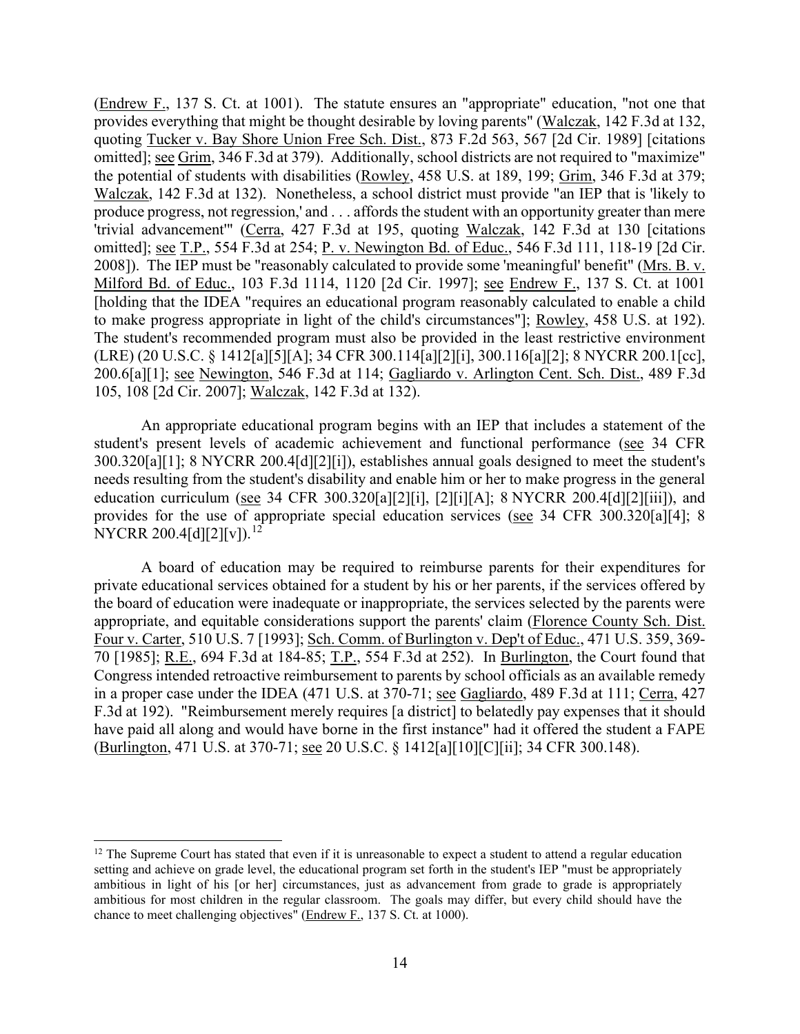(Endrew F., 137 S. Ct. at 1001). The statute ensures an "appropriate" education, "not one that provides everything that might be thought desirable by loving parents" (Walczak, 142 F.3d at 132, quoting Tucker v. Bay Shore Union Free Sch. Dist., 873 F.2d 563, 567 [2d Cir. 1989] [citations omitted]; see Grim, 346 F.3d at 379). Additionally, school districts are not required to "maximize" the potential of students with disabilities (Rowley, 458 U.S. at 189, 199; Grim, 346 F.3d at 379; Walczak, 142 F.3d at 132). Nonetheless, a school district must provide "an IEP that is 'likely to produce progress, not regression,' and . . . affords the student with an opportunity greater than mere 'trivial advancement'" (Cerra, 427 F.3d at 195, quoting Walczak, 142 F.3d at 130 [citations omitted]; see T.P., 554 F.3d at 254; P. v. Newington Bd. of Educ., 546 F.3d 111, 118-19 [2d Cir. 2008]). The IEP must be "reasonably calculated to provide some 'meaningful' benefit" (Mrs. B. v. Milford Bd. of Educ., 103 F.3d 1114, 1120 [2d Cir. 1997]; see Endrew F., 137 S. Ct. at 1001 [holding that the IDEA "requires an educational program reasonably calculated to enable a child to make progress appropriate in light of the child's circumstances"]; Rowley, 458 U.S. at 192). The student's recommended program must also be provided in the least restrictive environment (LRE) (20 U.S.C. § 1412[a][5][A]; 34 CFR 300.114[a][2][i], 300.116[a][2]; 8 NYCRR 200.1[cc], 200.6[a][1]; see Newington, 546 F.3d at 114; Gagliardo v. Arlington Cent. Sch. Dist., 489 F.3d 105, 108 [2d Cir. 2007]; Walczak, 142 F.3d at 132).

An appropriate educational program begins with an IEP that includes a statement of the student's present levels of academic achievement and functional performance (see 34 CFR 300.320[a][1]; 8 NYCRR 200.4[d][2][i]), establishes annual goals designed to meet the student's needs resulting from the student's disability and enable him or her to make progress in the general education curriculum (see 34 CFR 300.320[a][2][i], [2][i][A]; 8 NYCRR 200.4[d][2][iii]), and provides for the use of appropriate special education services (see 34 CFR 300.320[a][4]; 8 NYCRR 200.4[d][2][v]).[12]

A board of education may be required to reimburse parents for their expenditures for private educational services obtained for a student by his or her parents, if the services offered by the board of education were inadequate or inappropriate, the services selected by the parents were appropriate, and equitable considerations support the parents' claim (Florence County Sch. Dist. Four v. Carter, 510 U.S. 7 [1993]; Sch. Comm. of Burlington v. Dep't of Educ., 471 U.S. 359, 369-70 [1985]; R.E., 694 F.3d at 184-85; T.P., 554 F.3d at 252). In Burlington, the Court found that Congress intended retroactive reimbursement to parents by school officials as an available remedy in a proper case under the IDEA (471 U.S. at 370-71; see Gagliardo, 489 F.3d at 111; Cerra, 427 F.3d at 192). "Reimbursement merely requires [a district] to belatedly pay expenses that it should have paid all along and would have borne in the first instance" had it offered the student a FAPE (Burlington, 471 U.S. at 370-71; see 20 U.S.C. § 1412[a][10][C][ii]; 34 CFR 300.148).

---

[12] The Supreme Court has stated that even if it is unreasonable to expect a student to attend a regular education setting and achieve on grade level, the educational program set forth in the student's IEP "must be appropriately ambitious in light of his [or her] circumstances, just as advancement from grade to grade is appropriately ambitious for most children in the regular classroom. The goals may differ, but every child should have the chance to meet challenging objectives" (Endrew F., 137 S. Ct. at 1000).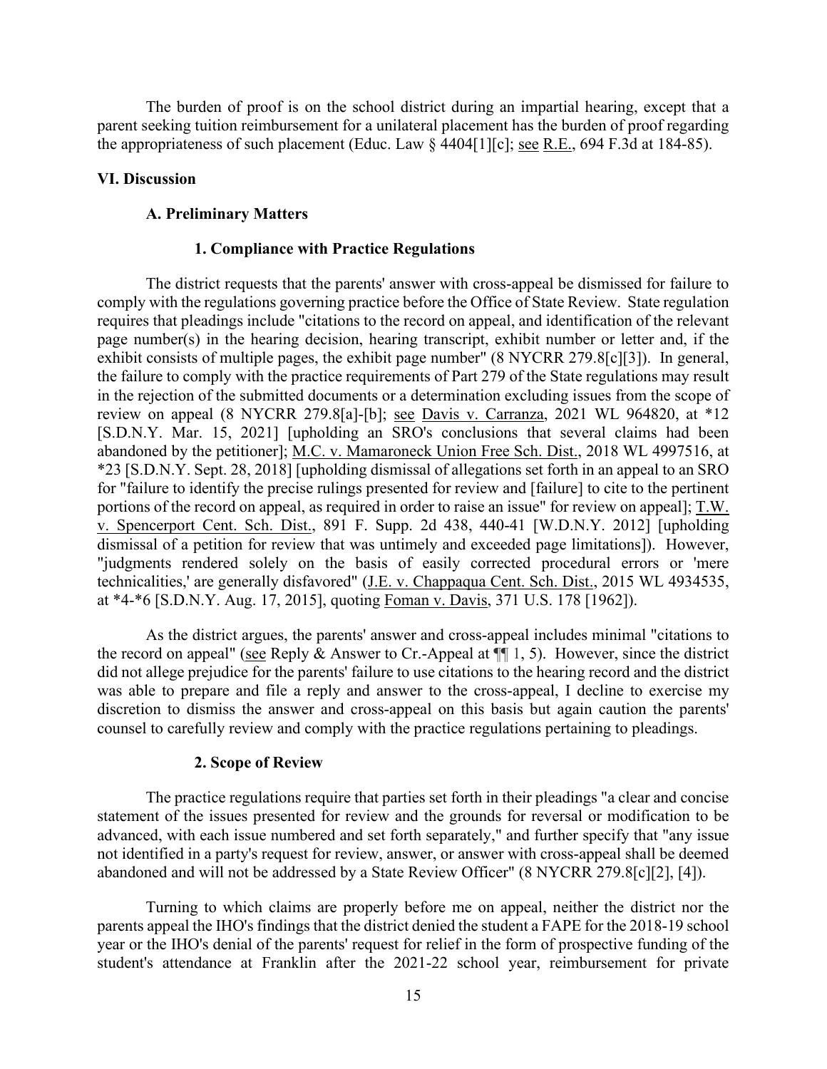The burden of proof is on the school district during an impartial hearing, except that a parent seeking tuition reimbursement for a unilateral placement has the burden of proof regarding the appropriateness of such placement (Educ. Law § 4404[1][c]; see R.E., 694 F.3d at 184-85).

## VI. Discussion

### A. Preliminary Matters

#### 1. Compliance with Practice Regulations

The district requests that the parents' answer with cross-appeal be dismissed for failure to comply with the regulations governing practice before the Office of State Review. State regulation requires that pleadings include "citations to the record on appeal, and identification of the relevant page number(s) in the hearing decision, hearing transcript, exhibit number or letter and, if the exhibit consists of multiple pages, the exhibit page number" (8 NYCRR 279.8[c][3]). In general, the failure to comply with the practice requirements of Part 279 of the State regulations may result in the rejection of the submitted documents or a determination excluding issues from the scope of review on appeal (8 NYCRR 279.8[a]-[b]; see Davis v. Carranza, 2021 WL 964820, at *12 [S.D.N.Y. Mar. 15, 2021] [upholding an SRO's conclusions that several claims had been abandoned by the petitioner]; M.C. v. Mamaroneck Union Free Sch. Dist., 2018 WL 4997516, at *23 [S.D.N.Y. Sept. 28, 2018] [upholding dismissal of allegations set forth in an appeal to an SRO for "failure to identify the precise rulings presented for review and [failure] to cite to the pertinent portions of the record on appeal, as required in order to raise an issue" for review on appeal]; T.W. v. Spencerport Cent. Sch. Dist., 891 F. Supp. 2d 438, 440-41 [W.D.N.Y. 2012] [upholding dismissal of a petition for review that was untimely and exceeded page limitations]). However, "judgments rendered solely on the basis of easily corrected procedural errors or 'mere technicalities,' are generally disfavored" (J.E. v. Chappaqua Cent. Sch. Dist., 2015 WL 4934535, at *4-*6 [S.D.N.Y. Aug. 17, 2015], quoting Foman v. Davis, 371 U.S. 178 [1962]).

As the district argues, the parents' answer and cross-appeal includes minimal "citations to the record on appeal" (see Reply & Answer to Cr.-Appeal at ¶¶ 1, 5). However, since the district did not allege prejudice for the parents' failure to use citations to the hearing record and the district was able to prepare and file a reply and answer to the cross-appeal, I decline to exercise my discretion to dismiss the answer and cross-appeal on this basis but again caution the parents' counsel to carefully review and comply with the practice regulations pertaining to pleadings.

#### 2. Scope of Review

The practice regulations require that parties set forth in their pleadings "a clear and concise statement of the issues presented for review and the grounds for reversal or modification to be advanced, with each issue numbered and set forth separately," and further specify that "any issue not identified in a party's request for review, answer, or answer with cross-appeal shall be deemed abandoned and will not be addressed by a State Review Officer" (8 NYCRR 279.8[c][2], [4]).

Turning to which claims are properly before me on appeal, neither the district nor the parents appeal the IHO's findings that the district denied the student a FAPE for the 2018-19 school year or the IHO's denial of the parents' request for relief in the form of prospective funding of the student's attendance at Franklin after the 2021-22 school year, reimbursement for private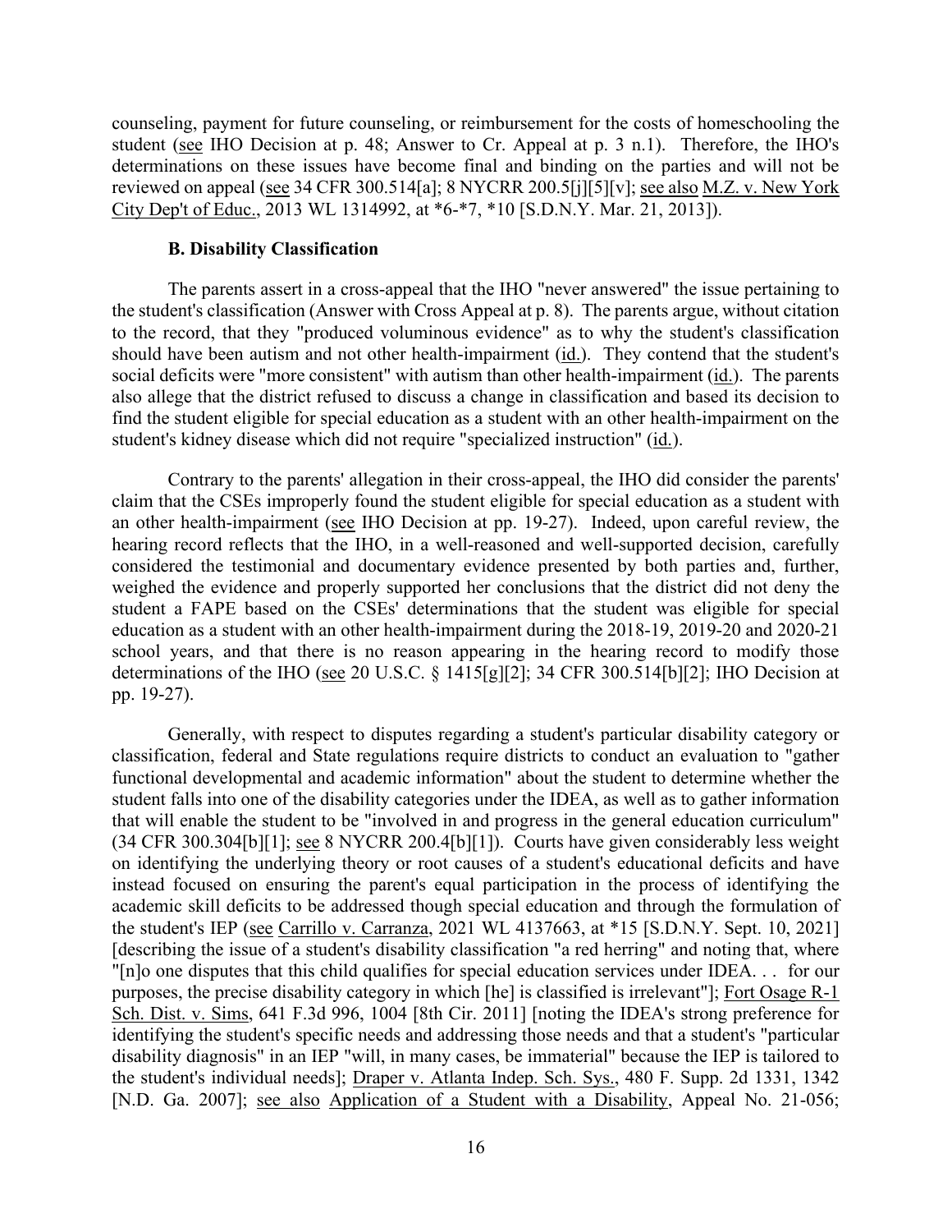counseling, payment for future counseling, or reimbursement for the costs of homeschooling the student (see IHO Decision at p. 48; Answer to Cr. Appeal at p. 3 n.1). Therefore, the IHO's determinations on these issues have become final and binding on the parties and will not be reviewed on appeal (see 34 CFR 300.514[a]; 8 NYCRR 200.5[j][5][v]; see also M.Z. v. New York City Dep't of Educ., 2013 WL 1314992, at *6-*7, *10 [S.D.N.Y. Mar. 21, 2013]).

### B. Disability Classification

The parents assert in a cross-appeal that the IHO "never answered" the issue pertaining to the student's classification (Answer with Cross Appeal at p. 8). The parents argue, without citation to the record, that they "produced voluminous evidence" as to why the student's classification should have been autism and not other health-impairment (id.). They contend that the student's social deficits were "more consistent" with autism than other health-impairment (id.). The parents also allege that the district refused to discuss a change in classification and based its decision to find the student eligible for special education as a student with an other health-impairment on the student's kidney disease which did not require "specialized instruction" (id.).

Contrary to the parents' allegation in their cross-appeal, the IHO did consider the parents' claim that the CSEs improperly found the student eligible for special education as a student with an other health-impairment (see IHO Decision at pp. 19-27). Indeed, upon careful review, the hearing record reflects that the IHO, in a well-reasoned and well-supported decision, carefully considered the testimonial and documentary evidence presented by both parties and, further, weighed the evidence and properly supported her conclusions that the district did not deny the student a FAPE based on the CSEs' determinations that the student was eligible for special education as a student with an other health-impairment during the 2018-19, 2019-20 and 2020-21 school years, and that there is no reason appearing in the hearing record to modify those determinations of the IHO (see 20 U.S.C. § 1415[g][2]; 34 CFR 300.514[b][2]; IHO Decision at pp. 19-27).

Generally, with respect to disputes regarding a student's particular disability category or classification, federal and State regulations require districts to conduct an evaluation to "gather functional developmental and academic information" about the student to determine whether the student falls into one of the disability categories under the IDEA, as well as to gather information that will enable the student to be "involved in and progress in the general education curriculum" (34 CFR 300.304[b][1]; see 8 NYCRR 200.4[b][1]). Courts have given considerably less weight on identifying the underlying theory or root causes of a student's educational deficits and have instead focused on ensuring the parent's equal participation in the process of identifying the academic skill deficits to be addressed though special education and through the formulation of the student's IEP (see Carrillo v. Carranza, 2021 WL 4137663, at *15 [S.D.N.Y. Sept. 10, 2021] [describing the issue of a student's disability classification "a red herring" and noting that, where "[n]o one disputes that this child qualifies for special education services under IDEA. . . for our purposes, the precise disability category in which [he] is classified is irrelevant"]; Fort Osage R-1 Sch. Dist. v. Sims, 641 F.3d 996, 1004 [8th Cir. 2011] [noting the IDEA's strong preference for identifying the student's specific needs and addressing those needs and that a student's "particular disability diagnosis" in an IEP "will, in many cases, be immaterial" because the IEP is tailored to the student's individual needs]; Draper v. Atlanta Indep. Sch. Sys., 480 F. Supp. 2d 1331, 1342 [N.D. Ga. 2007]; see also Application of a Student with a Disability, Appeal No. 21-056;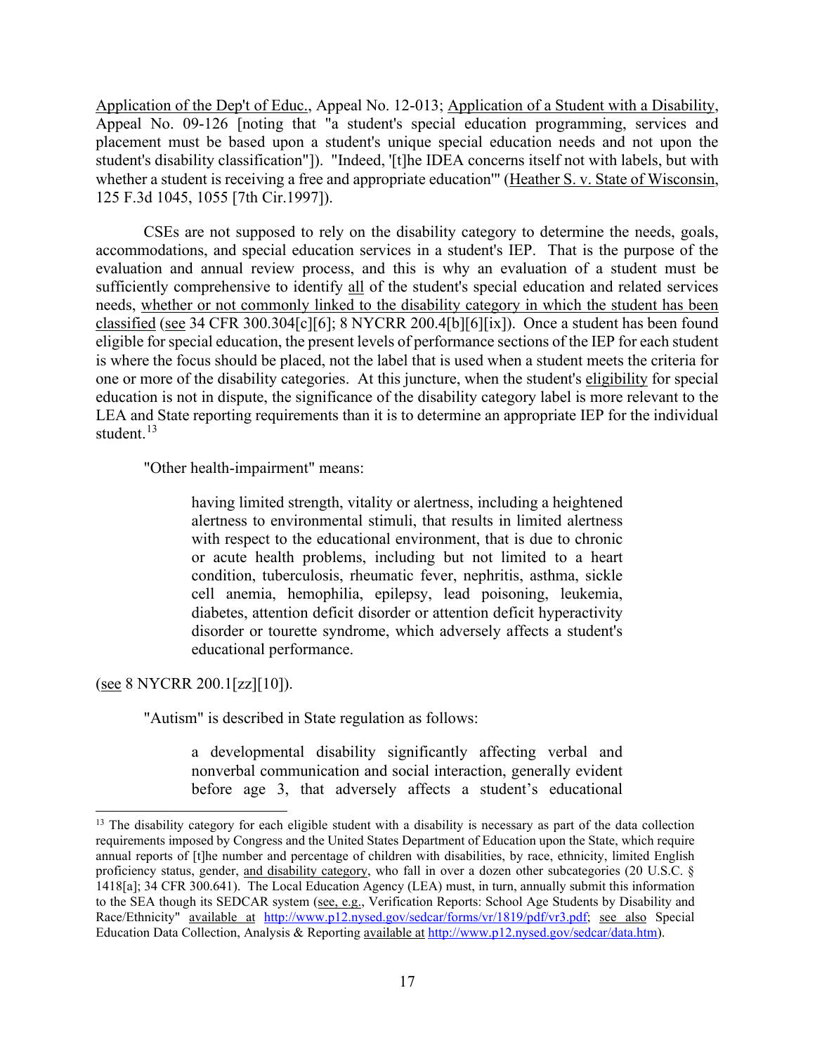Application of the Dep't of Educ., Appeal No. 12-013; Application of a Student with a Disability, Appeal No. 09-126 [noting that "a student's special education programming, services and placement must be based upon a student's unique special education needs and not upon the student's disability classification"]). "Indeed, '[t]he IDEA concerns itself not with labels, but with whether a student is receiving a free and appropriate education'" (Heather S. v. State of Wisconsin, 125 F.3d 1045, 1055 [7th Cir.1997]).

CSEs are not supposed to rely on the disability category to determine the needs, goals, accommodations, and special education services in a student's IEP. That is the purpose of the evaluation and annual review process, and this is why an evaluation of a student must be sufficiently comprehensive to identify all of the student's special education and related services needs, whether or not commonly linked to the disability category in which the student has been classified (see 34 CFR 300.304[c][6]; 8 NYCRR 200.4[b][6][ix]). Once a student has been found eligible for special education, the present levels of performance sections of the IEP for each student is where the focus should be placed, not the label that is used when a student meets the criteria for one or more of the disability categories. At this juncture, when the student's eligibility for special education is not in dispute, the significance of the disability category label is more relevant to the LEA and State reporting requirements than it is to determine an appropriate IEP for the individual student.[13]

"Other health-impairment" means:

> having limited strength, vitality or alertness, including a heightened alertness to environmental stimuli, that results in limited alertness with respect to the educational environment, that is due to chronic or acute health problems, including but not limited to a heart condition, tuberculosis, rheumatic fever, nephritis, asthma, sickle cell anemia, hemophilia, epilepsy, lead poisoning, leukemia, diabetes, attention deficit disorder or attention deficit hyperactivity disorder or tourette syndrome, which adversely affects a student's educational performance.

(see 8 NYCRR 200.1[zz][10]).

"Autism" is described in State regulation as follows:

> a developmental disability significantly affecting verbal and nonverbal communication and social interaction, generally evident before age 3, that adversely affects a student's educational

---

[13] The disability category for each eligible student with a disability is necessary as part of the data collection requirements imposed by Congress and the United States Department of Education upon the State, which require annual reports of [t]he number and percentage of children with disabilities, by race, ethnicity, limited English proficiency status, gender, and disability category, who fall in over a dozen other subcategories (20 U.S.C. § 1418[a]; 34 CFR 300.641). The Local Education Agency (LEA) must, in turn, annually submit this information to the SEA though its SEDCAR system (see, e.g., Verification Reports: School Age Students by Disability and Race/Ethnicity" available at http://www.p12.nysed.gov/sedcar/forms/vr/1819/pdf/vr3.pdf; see also Special Education Data Collection, Analysis & Reporting available at http://www.p12.nysed.gov/sedcar/data.htm).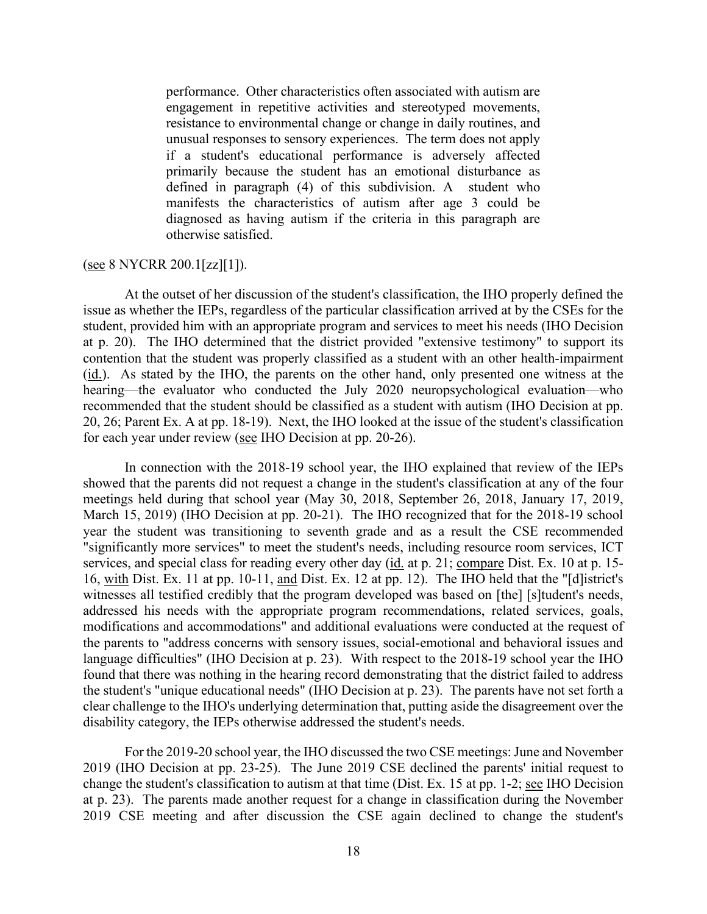> performance. Other characteristics often associated with autism are engagement in repetitive activities and stereotyped movements, resistance to environmental change or change in daily routines, and unusual responses to sensory experiences. The term does not apply if a student's educational performance is adversely affected primarily because the student has an emotional disturbance as defined in paragraph (4) of this subdivision. A student who manifests the characteristics of autism after age 3 could be diagnosed as having autism if the criteria in this paragraph are otherwise satisfied.

(see 8 NYCRR 200.1[zz][1]).

At the outset of her discussion of the student's classification, the IHO properly defined the issue as whether the IEPs, regardless of the particular classification arrived at by the CSEs for the student, provided him with an appropriate program and services to meet his needs (IHO Decision at p. 20). The IHO determined that the district provided "extensive testimony" to support its contention that the student was properly classified as a student with an other health-impairment (id.). As stated by the IHO, the parents on the other hand, only presented one witness at the hearing—the evaluator who conducted the July 2020 neuropsychological evaluation—who recommended that the student should be classified as a student with autism (IHO Decision at pp. 20, 26; Parent Ex. A at pp. 18-19). Next, the IHO looked at the issue of the student's classification for each year under review (see IHO Decision at pp. 20-26).

In connection with the 2018-19 school year, the IHO explained that review of the IEPs showed that the parents did not request a change in the student's classification at any of the four meetings held during that school year (May 30, 2018, September 26, 2018, January 17, 2019, March 15, 2019) (IHO Decision at pp. 20-21). The IHO recognized that for the 2018-19 school year the student was transitioning to seventh grade and as a result the CSE recommended "significantly more services" to meet the student's needs, including resource room services, ICT services, and special class for reading every other day (id. at p. 21; compare Dist. Ex. 10 at p. 15-16, with Dist. Ex. 11 at pp. 10-11, and Dist. Ex. 12 at pp. 12). The IHO held that the "[d]istrict's witnesses all testified credibly that the program developed was based on [the] [s]tudent's needs, addressed his needs with the appropriate program recommendations, related services, goals, modifications and accommodations" and additional evaluations were conducted at the request of the parents to "address concerns with sensory issues, social-emotional and behavioral issues and language difficulties" (IHO Decision at p. 23). With respect to the 2018-19 school year the IHO found that there was nothing in the hearing record demonstrating that the district failed to address the student's "unique educational needs" (IHO Decision at p. 23). The parents have not set forth a clear challenge to the IHO's underlying determination that, putting aside the disagreement over the disability category, the IEPs otherwise addressed the student's needs.

For the 2019-20 school year, the IHO discussed the two CSE meetings: June and November 2019 (IHO Decision at pp. 23-25). The June 2019 CSE declined the parents' initial request to change the student's classification to autism at that time (Dist. Ex. 15 at pp. 1-2; see IHO Decision at p. 23). The parents made another request for a change in classification during the November 2019 CSE meeting and after discussion the CSE again declined to change the student's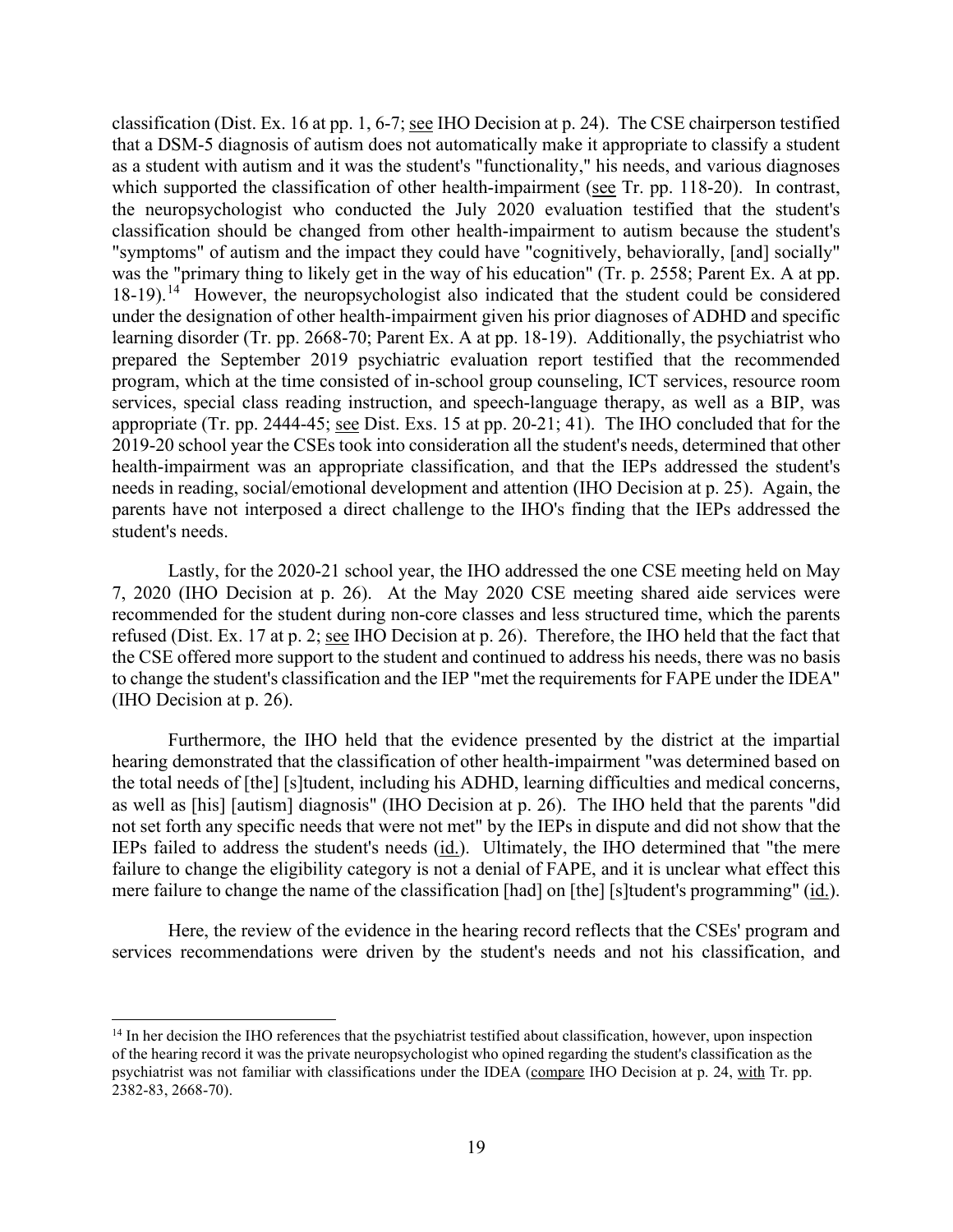classification (Dist. Ex. 16 at pp. 1, 6-7; see IHO Decision at p. 24). The CSE chairperson testified that a DSM-5 diagnosis of autism does not automatically make it appropriate to classify a student as a student with autism and it was the student's "functionality," his needs, and various diagnoses which supported the classification of other health-impairment (see Tr. pp. 118-20). In contrast, the neuropsychologist who conducted the July 2020 evaluation testified that the student's classification should be changed from other health-impairment to autism because the student's "symptoms" of autism and the impact they could have "cognitively, behaviorally, [and] socially" was the "primary thing to likely get in the way of his education" (Tr. p. 2558; Parent Ex. A at pp. 18-19).[14] However, the neuropsychologist also indicated that the student could be considered under the designation of other health-impairment given his prior diagnoses of ADHD and specific learning disorder (Tr. pp. 2668-70; Parent Ex. A at pp. 18-19). Additionally, the psychiatrist who prepared the September 2019 psychiatric evaluation report testified that the recommended program, which at the time consisted of in-school group counseling, ICT services, resource room services, special class reading instruction, and speech-language therapy, as well as a BIP, was appropriate (Tr. pp. 2444-45; see Dist. Exs. 15 at pp. 20-21; 41). The IHO concluded that for the 2019-20 school year the CSEs took into consideration all the student's needs, determined that other health-impairment was an appropriate classification, and that the IEPs addressed the student's needs in reading, social/emotional development and attention (IHO Decision at p. 25). Again, the parents have not interposed a direct challenge to the IHO's finding that the IEPs addressed the student's needs.

Lastly, for the 2020-21 school year, the IHO addressed the one CSE meeting held on May 7, 2020 (IHO Decision at p. 26). At the May 2020 CSE meeting shared aide services were recommended for the student during non-core classes and less structured time, which the parents refused (Dist. Ex. 17 at p. 2; see IHO Decision at p. 26). Therefore, the IHO held that the fact that the CSE offered more support to the student and continued to address his needs, there was no basis to change the student's classification and the IEP "met the requirements for FAPE under the IDEA" (IHO Decision at p. 26).

Furthermore, the IHO held that the evidence presented by the district at the impartial hearing demonstrated that the classification of other health-impairment "was determined based on the total needs of [the] [s]tudent, including his ADHD, learning difficulties and medical concerns, as well as [his] [autism] diagnosis" (IHO Decision at p. 26). The IHO held that the parents "did not set forth any specific needs that were not met" by the IEPs in dispute and did not show that the IEPs failed to address the student's needs (id.). Ultimately, the IHO determined that "the mere failure to change the eligibility category is not a denial of FAPE, and it is unclear what effect this mere failure to change the name of the classification [had] on [the] [s]tudent's programming" (id.).

Here, the review of the evidence in the hearing record reflects that the CSEs' program and services recommendations were driven by the student's needs and not his classification, and

---

[14] In her decision the IHO references that the psychiatrist testified about classification, however, upon inspection of the hearing record it was the private neuropsychologist who opined regarding the student's classification as the psychiatrist was not familiar with classifications under the IDEA (compare IHO Decision at p. 24, with Tr. pp. 2382-83, 2668-70).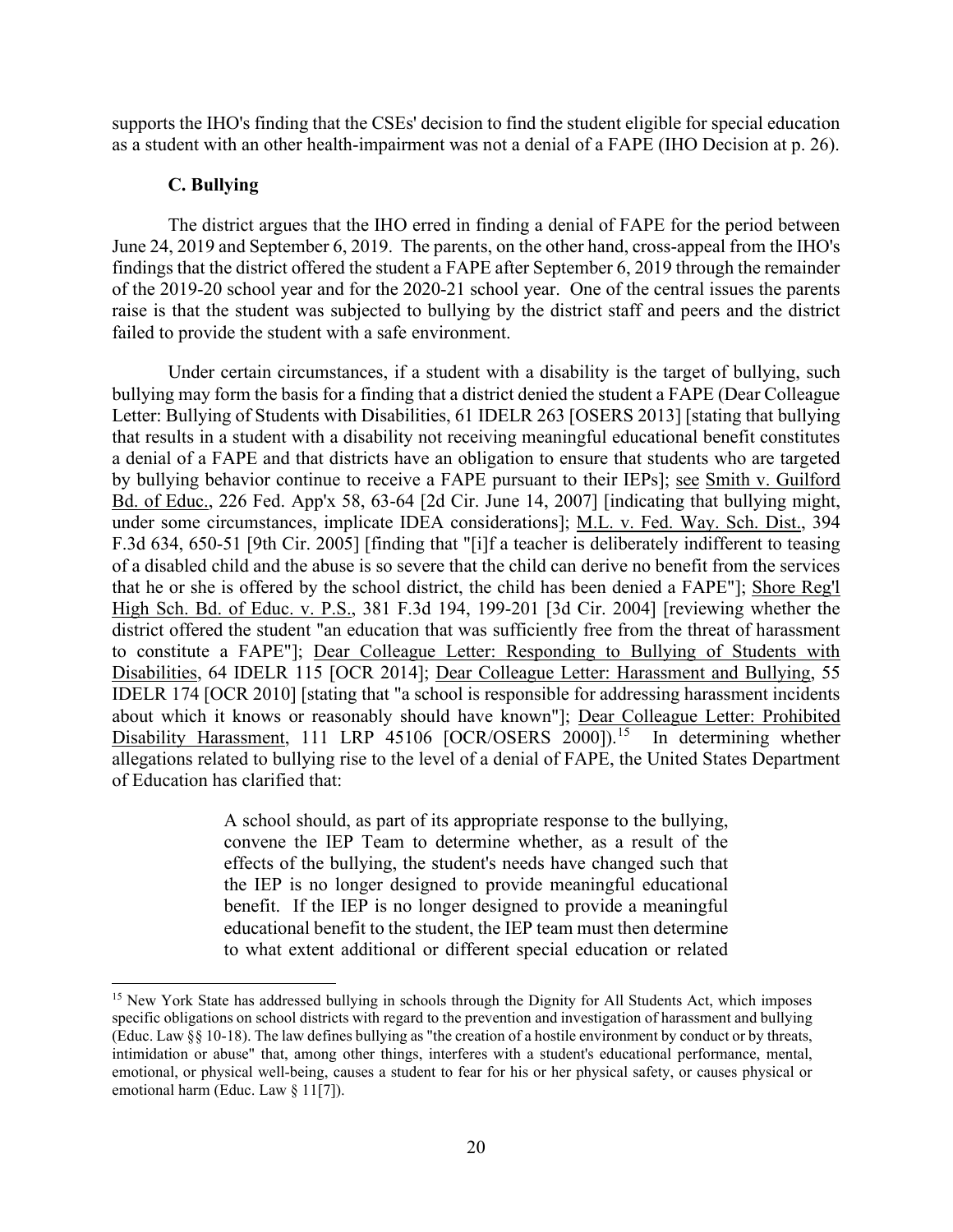supports the IHO's finding that the CSEs' decision to find the student eligible for special education as a student with an other health-impairment was not a denial of a FAPE (IHO Decision at p. 26).

### C. Bullying

The district argues that the IHO erred in finding a denial of FAPE for the period between June 24, 2019 and September 6, 2019. The parents, on the other hand, cross-appeal from the IHO's findings that the district offered the student a FAPE after September 6, 2019 through the remainder of the 2019-20 school year and for the 2020-21 school year. One of the central issues the parents raise is that the student was subjected to bullying by the district staff and peers and the district failed to provide the student with a safe environment.

Under certain circumstances, if a student with a disability is the target of bullying, such bullying may form the basis for a finding that a district denied the student a FAPE (Dear Colleague Letter: Bullying of Students with Disabilities, 61 IDELR 263 [OSERS 2013] [stating that bullying that results in a student with a disability not receiving meaningful educational benefit constitutes a denial of a FAPE and that districts have an obligation to ensure that students who are targeted by bullying behavior continue to receive a FAPE pursuant to their IEPs]; see Smith v. Guilford Bd. of Educ., 226 Fed. App'x 58, 63-64 [2d Cir. June 14, 2007] [indicating that bullying might, under some circumstances, implicate IDEA considerations]; M.L. v. Fed. Way. Sch. Dist., 394 F.3d 634, 650-51 [9th Cir. 2005] [finding that "[i]f a teacher is deliberately indifferent to teasing of a disabled child and the abuse is so severe that the child can derive no benefit from the services that he or she is offered by the school district, the child has been denied a FAPE"]; Shore Reg'l High Sch. Bd. of Educ. v. P.S., 381 F.3d 194, 199-201 [3d Cir. 2004] [reviewing whether the district offered the student "an education that was sufficiently free from the threat of harassment to constitute a FAPE"]; Dear Colleague Letter: Responding to Bullying of Students with Disabilities, 64 IDELR 115 [OCR 2014]; Dear Colleague Letter: Harassment and Bullying, 55 IDELR 174 [OCR 2010] [stating that "a school is responsible for addressing harassment incidents about which it knows or reasonably should have known"]; Dear Colleague Letter: Prohibited Disability Harassment, 111 LRP 45106 [OCR/OSERS 2000]).[15] In determining whether allegations related to bullying rise to the level of a denial of FAPE, the United States Department of Education has clarified that:

> A school should, as part of its appropriate response to the bullying, convene the IEP Team to determine whether, as a result of the effects of the bullying, the student's needs have changed such that the IEP is no longer designed to provide meaningful educational benefit. If the IEP is no longer designed to provide a meaningful educational benefit to the student, the IEP team must then determine to what extent additional or different special education or related

---

[15] New York State has addressed bullying in schools through the Dignity for All Students Act, which imposes specific obligations on school districts with regard to the prevention and investigation of harassment and bullying (Educ. Law §§ 10-18). The law defines bullying as "the creation of a hostile environment by conduct or by threats, intimidation or abuse" that, among other things, interferes with a student's educational performance, mental, emotional, or physical well-being, causes a student to fear for his or her physical safety, or causes physical or emotional harm (Educ. Law § 11[7]).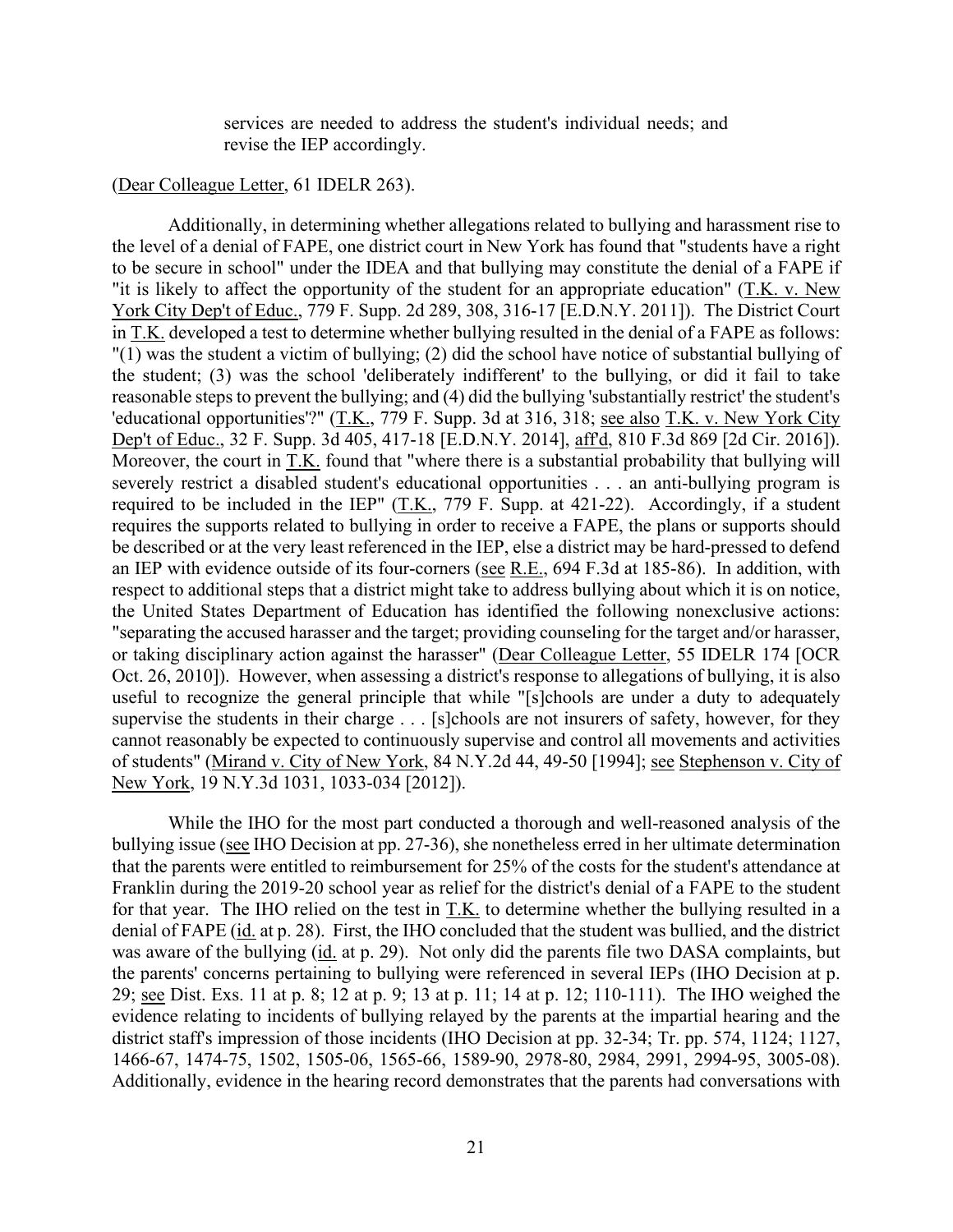services are needed to address the student's individual needs; and revise the IEP accordingly.

(Dear Colleague Letter, 61 IDELR 263).

Additionally, in determining whether allegations related to bullying and harassment rise to the level of a denial of FAPE, one district court in New York has found that "students have a right to be secure in school" under the IDEA and that bullying may constitute the denial of a FAPE if "it is likely to affect the opportunity of the student for an appropriate education" (T.K. v. New York City Dep't of Educ., 779 F. Supp. 2d 289, 308, 316-17 [E.D.N.Y. 2011]). The District Court in T.K. developed a test to determine whether bullying resulted in the denial of a FAPE as follows: "(1) was the student a victim of bullying; (2) did the school have notice of substantial bullying of the student; (3) was the school 'deliberately indifferent' to the bullying, or did it fail to take reasonable steps to prevent the bullying; and (4) did the bullying 'substantially restrict' the student's 'educational opportunities'?" (T.K., 779 F. Supp. 3d at 316, 318; see also T.K. v. New York City Dep't of Educ., 32 F. Supp. 3d 405, 417-18 [E.D.N.Y. 2014], aff'd, 810 F.3d 869 [2d Cir. 2016]). Moreover, the court in T.K. found that "where there is a substantial probability that bullying will severely restrict a disabled student's educational opportunities . . . an anti-bullying program is required to be included in the IEP" (T.K., 779 F. Supp. at 421-22). Accordingly, if a student requires the supports related to bullying in order to receive a FAPE, the plans or supports should be described or at the very least referenced in the IEP, else a district may be hard-pressed to defend an IEP with evidence outside of its four-corners (see R.E., 694 F.3d at 185-86). In addition, with respect to additional steps that a district might take to address bullying about which it is on notice, the United States Department of Education has identified the following nonexclusive actions: "separating the accused harasser and the target; providing counseling for the target and/or harasser, or taking disciplinary action against the harasser" (Dear Colleague Letter, 55 IDELR 174 [OCR Oct. 26, 2010]). However, when assessing a district's response to allegations of bullying, it is also useful to recognize the general principle that while "[s]chools are under a duty to adequately supervise the students in their charge . . . [s]chools are not insurers of safety, however, for they cannot reasonably be expected to continuously supervise and control all movements and activities of students" (Mirand v. City of New York, 84 N.Y.2d 44, 49-50 [1994]; see Stephenson v. City of New York, 19 N.Y.3d 1031, 1033-034 [2012]).

While the IHO for the most part conducted a thorough and well-reasoned analysis of the bullying issue (see IHO Decision at pp. 27-36), she nonetheless erred in her ultimate determination that the parents were entitled to reimbursement for 25% of the costs for the student's attendance at Franklin during the 2019-20 school year as relief for the district's denial of a FAPE to the student for that year. The IHO relied on the test in T.K. to determine whether the bullying resulted in a denial of FAPE (id. at p. 28). First, the IHO concluded that the student was bullied, and the district was aware of the bullying (id. at p. 29). Not only did the parents file two DASA complaints, but the parents' concerns pertaining to bullying were referenced in several IEPs (IHO Decision at p. 29; see Dist. Exs. 11 at p. 8; 12 at p. 9; 13 at p. 11; 14 at p. 12; 110-111). The IHO weighed the evidence relating to incidents of bullying relayed by the parents at the impartial hearing and the district staff's impression of those incidents (IHO Decision at pp. 32-34; Tr. pp. 574, 1124; 1127, 1466-67, 1474-75, 1502, 1505-06, 1565-66, 1589-90, 2978-80, 2984, 2991, 2994-95, 3005-08). Additionally, evidence in the hearing record demonstrates that the parents had conversations with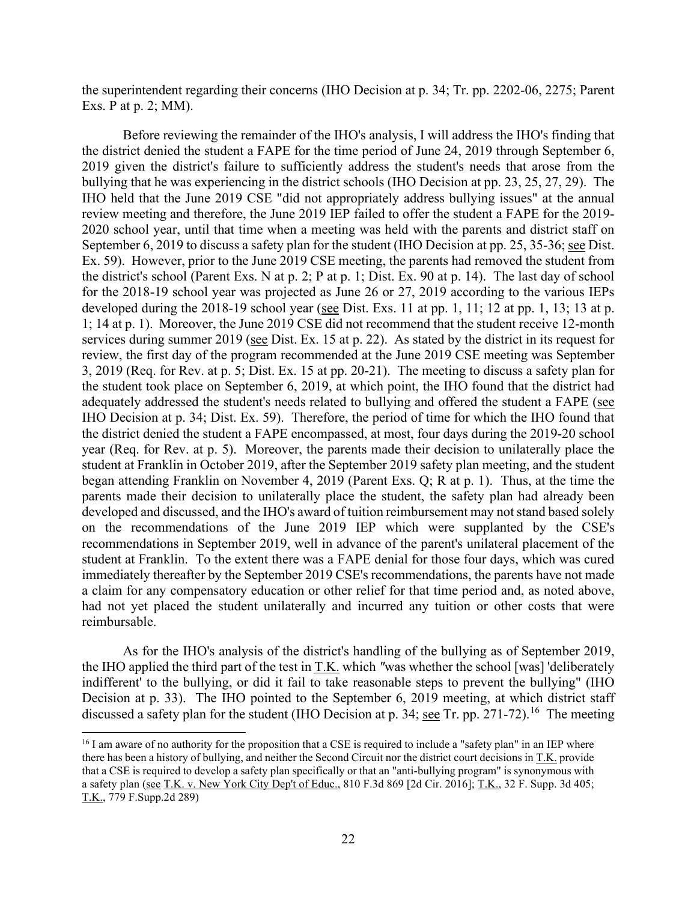the superintendent regarding their concerns (IHO Decision at p. 34; Tr. pp. 2202-06, 2275; Parent Exs. P at p. 2; MM).

Before reviewing the remainder of the IHO's analysis, I will address the IHO's finding that the district denied the student a FAPE for the time period of June 24, 2019 through September 6, 2019 given the district's failure to sufficiently address the student's needs that arose from the bullying that he was experiencing in the district schools (IHO Decision at pp. 23, 25, 27, 29). The IHO held that the June 2019 CSE "did not appropriately address bullying issues" at the annual review meeting and therefore, the June 2019 IEP failed to offer the student a FAPE for the 2019-2020 school year, until that time when a meeting was held with the parents and district staff on September 6, 2019 to discuss a safety plan for the student (IHO Decision at pp. 25, 35-36; see Dist. Ex. 59). However, prior to the June 2019 CSE meeting, the parents had removed the student from the district's school (Parent Exs. N at p. 2; P at p. 1; Dist. Ex. 90 at p. 14). The last day of school for the 2018-19 school year was projected as June 26 or 27, 2019 according to the various IEPs developed during the 2018-19 school year (see Dist. Exs. 11 at pp. 1, 11; 12 at pp. 1, 13; 13 at p. 1; 14 at p. 1). Moreover, the June 2019 CSE did not recommend that the student receive 12-month services during summer 2019 (see Dist. Ex. 15 at p. 22). As stated by the district in its request for review, the first day of the program recommended at the June 2019 CSE meeting was September 3, 2019 (Req. for Rev. at p. 5; Dist. Ex. 15 at pp. 20-21). The meeting to discuss a safety plan for the student took place on September 6, 2019, at which point, the IHO found that the district had adequately addressed the student's needs related to bullying and offered the student a FAPE (see IHO Decision at p. 34; Dist. Ex. 59). Therefore, the period of time for which the IHO found that the district denied the student a FAPE encompassed, at most, four days during the 2019-20 school year (Req. for Rev. at p. 5). Moreover, the parents made their decision to unilaterally place the student at Franklin in October 2019, after the September 2019 safety plan meeting, and the student began attending Franklin on November 4, 2019 (Parent Exs. Q; R at p. 1). Thus, at the time the parents made their decision to unilaterally place the student, the safety plan had already been developed and discussed, and the IHO's award of tuition reimbursement may not stand based solely on the recommendations of the June 2019 IEP which were supplanted by the CSE's recommendations in September 2019, well in advance of the parent's unilateral placement of the student at Franklin. To the extent there was a FAPE denial for those four days, which was cured immediately thereafter by the September 2019 CSE's recommendations, the parents have not made a claim for any compensatory education or other relief for that time period and, as noted above, had not yet placed the student unilaterally and incurred any tuition or other costs that were reimbursable.

As for the IHO's analysis of the district's handling of the bullying as of September 2019, the IHO applied the third part of the test in T.K. which "was whether the school [was] 'deliberately indifferent' to the bullying, or did it fail to take reasonable steps to prevent the bullying" (IHO Decision at p. 33). The IHO pointed to the September 6, 2019 meeting, at which district staff discussed a safety plan for the student (IHO Decision at p. 34; see Tr. pp. 271-72).[16] The meeting

[16] I am aware of no authority for the proposition that a CSE is required to include a "safety plan" in an IEP where there has been a history of bullying, and neither the Second Circuit nor the district court decisions in T.K. provide that a CSE is required to develop a safety plan specifically or that an "anti-bullying program" is synonymous with a safety plan (see T.K. v. New York City Dep't of Educ., 810 F.3d 869 [2d Cir. 2016]; T.K., 32 F. Supp. 3d 405; T.K., 779 F.Supp.2d 289)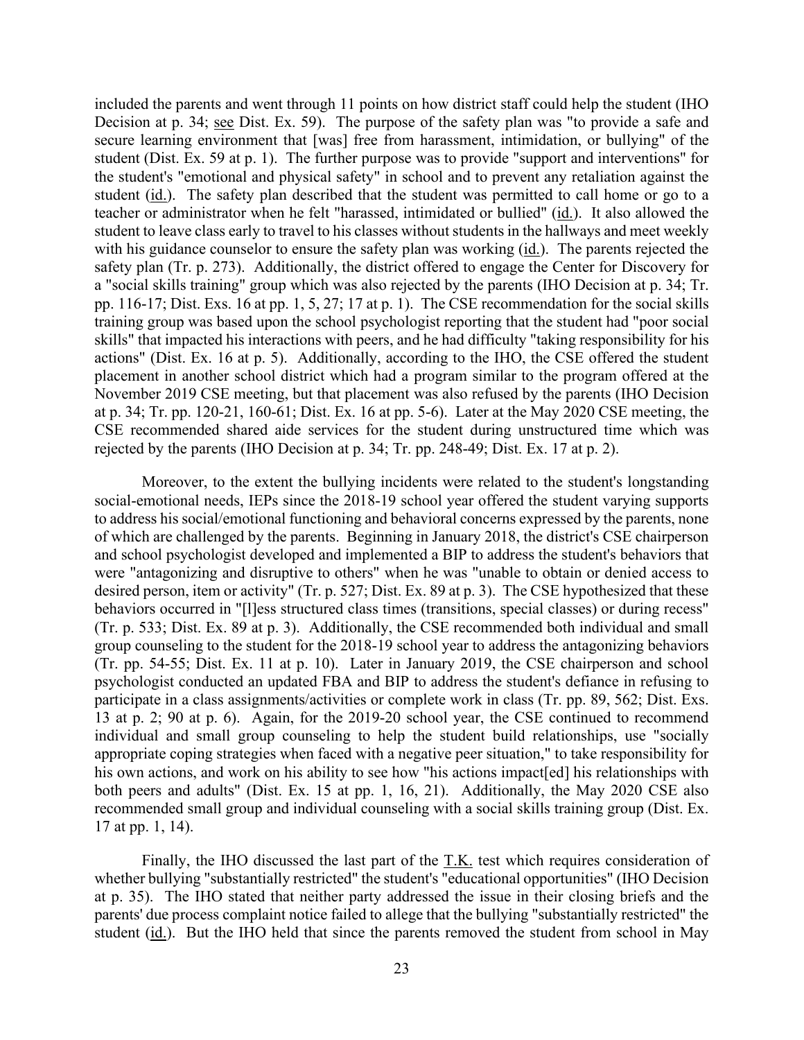included the parents and went through 11 points on how district staff could help the student (IHO Decision at p. 34; see Dist. Ex. 59). The purpose of the safety plan was "to provide a safe and secure learning environment that [was] free from harassment, intimidation, or bullying" of the student (Dist. Ex. 59 at p. 1). The further purpose was to provide "support and interventions" for the student's "emotional and physical safety" in school and to prevent any retaliation against the student (id.). The safety plan described that the student was permitted to call home or go to a teacher or administrator when he felt "harassed, intimidated or bullied" (id.). It also allowed the student to leave class early to travel to his classes without students in the hallways and meet weekly with his guidance counselor to ensure the safety plan was working (id.). The parents rejected the safety plan (Tr. p. 273). Additionally, the district offered to engage the Center for Discovery for a "social skills training" group which was also rejected by the parents (IHO Decision at p. 34; Tr. pp. 116-17; Dist. Exs. 16 at pp. 1, 5, 27; 17 at p. 1). The CSE recommendation for the social skills training group was based upon the school psychologist reporting that the student had "poor social skills" that impacted his interactions with peers, and he had difficulty "taking responsibility for his actions" (Dist. Ex. 16 at p. 5). Additionally, according to the IHO, the CSE offered the student placement in another school district which had a program similar to the program offered at the November 2019 CSE meeting, but that placement was also refused by the parents (IHO Decision at p. 34; Tr. pp. 120-21, 160-61; Dist. Ex. 16 at pp. 5-6). Later at the May 2020 CSE meeting, the CSE recommended shared aide services for the student during unstructured time which was rejected by the parents (IHO Decision at p. 34; Tr. pp. 248-49; Dist. Ex. 17 at p. 2).

Moreover, to the extent the bullying incidents were related to the student's longstanding social-emotional needs, IEPs since the 2018-19 school year offered the student varying supports to address his social/emotional functioning and behavioral concerns expressed by the parents, none of which are challenged by the parents. Beginning in January 2018, the district's CSE chairperson and school psychologist developed and implemented a BIP to address the student's behaviors that were "antagonizing and disruptive to others" when he was "unable to obtain or denied access to desired person, item or activity" (Tr. p. 527; Dist. Ex. 89 at p. 3). The CSE hypothesized that these behaviors occurred in "[l]ess structured class times (transitions, special classes) or during recess" (Tr. p. 533; Dist. Ex. 89 at p. 3). Additionally, the CSE recommended both individual and small group counseling to the student for the 2018-19 school year to address the antagonizing behaviors (Tr. pp. 54-55; Dist. Ex. 11 at p. 10). Later in January 2019, the CSE chairperson and school psychologist conducted an updated FBA and BIP to address the student's defiance in refusing to participate in a class assignments/activities or complete work in class (Tr. pp. 89, 562; Dist. Exs. 13 at p. 2; 90 at p. 6). Again, for the 2019-20 school year, the CSE continued to recommend individual and small group counseling to help the student build relationships, use "socially appropriate coping strategies when faced with a negative peer situation," to take responsibility for his own actions, and work on his ability to see how "his actions impact[ed] his relationships with both peers and adults" (Dist. Ex. 15 at pp. 1, 16, 21). Additionally, the May 2020 CSE also recommended small group and individual counseling with a social skills training group (Dist. Ex. 17 at pp. 1, 14).

Finally, the IHO discussed the last part of the T.K. test which requires consideration of whether bullying "substantially restricted" the student's "educational opportunities" (IHO Decision at p. 35). The IHO stated that neither party addressed the issue in their closing briefs and the parents' due process complaint notice failed to allege that the bullying "substantially restricted" the student (id.). But the IHO held that since the parents removed the student from school in May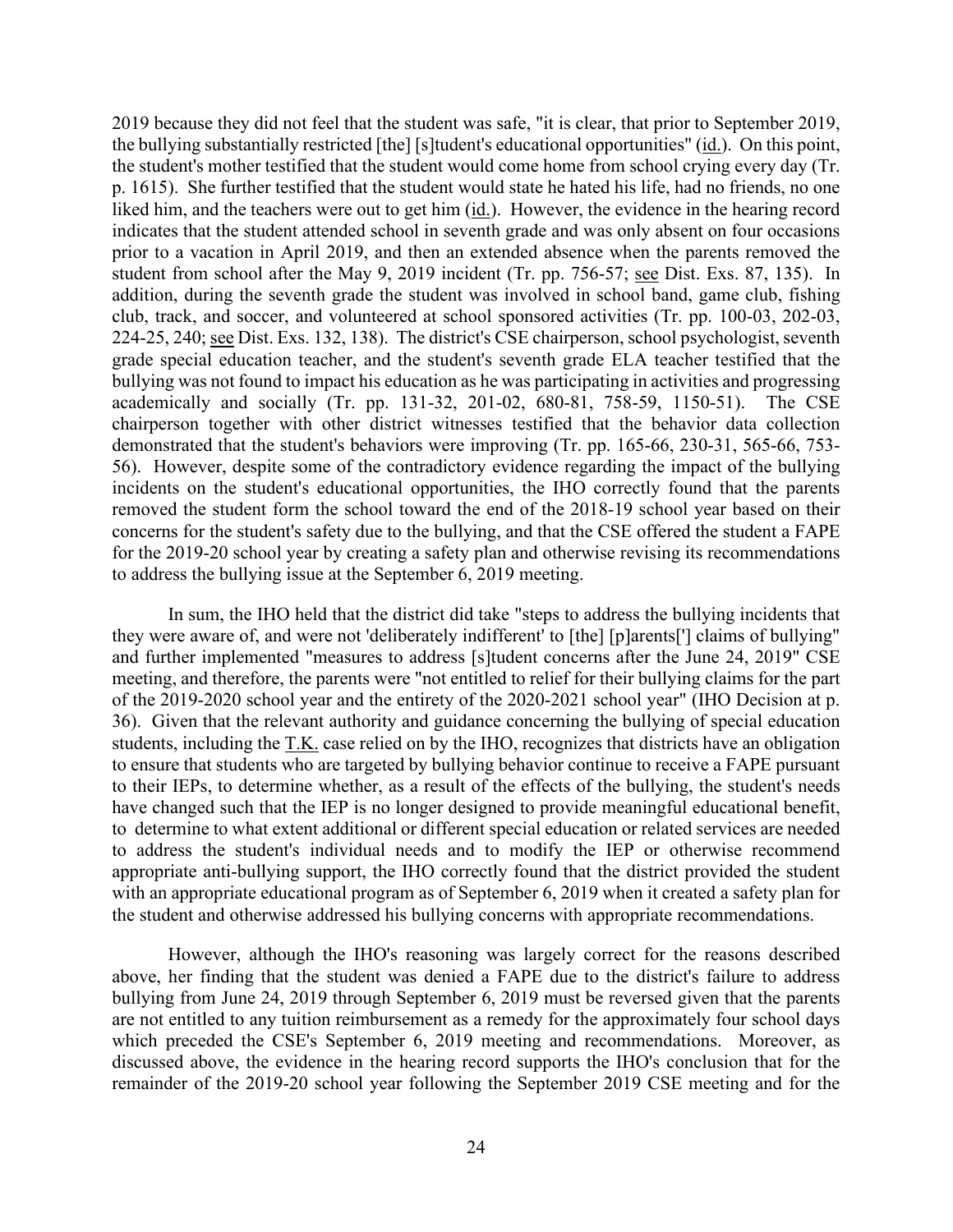2019 because they did not feel that the student was safe, "it is clear, that prior to September 2019, the bullying substantially restricted [the] [s]tudent's educational opportunities" (id.). On this point, the student's mother testified that the student would come home from school crying every day (Tr. p. 1615). She further testified that the student would state he hated his life, had no friends, no one liked him, and the teachers were out to get him (id.). However, the evidence in the hearing record indicates that the student attended school in seventh grade and was only absent on four occasions prior to a vacation in April 2019, and then an extended absence when the parents removed the student from school after the May 9, 2019 incident (Tr. pp. 756-57; see Dist. Exs. 87, 135). In addition, during the seventh grade the student was involved in school band, game club, fishing club, track, and soccer, and volunteered at school sponsored activities (Tr. pp. 100-03, 202-03, 224-25, 240; see Dist. Exs. 132, 138). The district's CSE chairperson, school psychologist, seventh grade special education teacher, and the student's seventh grade ELA teacher testified that the bullying was not found to impact his education as he was participating in activities and progressing academically and socially (Tr. pp. 131-32, 201-02, 680-81, 758-59, 1150-51). The CSE chairperson together with other district witnesses testified that the behavior data collection demonstrated that the student's behaviors were improving (Tr. pp. 165-66, 230-31, 565-66, 753-56). However, despite some of the contradictory evidence regarding the impact of the bullying incidents on the student's educational opportunities, the IHO correctly found that the parents removed the student form the school toward the end of the 2018-19 school year based on their concerns for the student's safety due to the bullying, and that the CSE offered the student a FAPE for the 2019-20 school year by creating a safety plan and otherwise revising its recommendations to address the bullying issue at the September 6, 2019 meeting.

In sum, the IHO held that the district did take "steps to address the bullying incidents that they were aware of, and were not 'deliberately indifferent' to [the] [p]arents['] claims of bullying" and further implemented "measures to address [s]tudent concerns after the June 24, 2019" CSE meeting, and therefore, the parents were "not entitled to relief for their bullying claims for the part of the 2019-2020 school year and the entirety of the 2020-2021 school year" (IHO Decision at p. 36). Given that the relevant authority and guidance concerning the bullying of special education students, including the T.K. case relied on by the IHO, recognizes that districts have an obligation to ensure that students who are targeted by bullying behavior continue to receive a FAPE pursuant to their IEPs, to determine whether, as a result of the effects of the bullying, the student's needs have changed such that the IEP is no longer designed to provide meaningful educational benefit, to determine to what extent additional or different special education or related services are needed to address the student's individual needs and to modify the IEP or otherwise recommend appropriate anti-bullying support, the IHO correctly found that the district provided the student with an appropriate educational program as of September 6, 2019 when it created a safety plan for the student and otherwise addressed his bullying concerns with appropriate recommendations.

However, although the IHO's reasoning was largely correct for the reasons described above, her finding that the student was denied a FAPE due to the district's failure to address bullying from June 24, 2019 through September 6, 2019 must be reversed given that the parents are not entitled to any tuition reimbursement as a remedy for the approximately four school days which preceded the CSE's September 6, 2019 meeting and recommendations. Moreover, as discussed above, the evidence in the hearing record supports the IHO's conclusion that for the remainder of the 2019-20 school year following the September 2019 CSE meeting and for the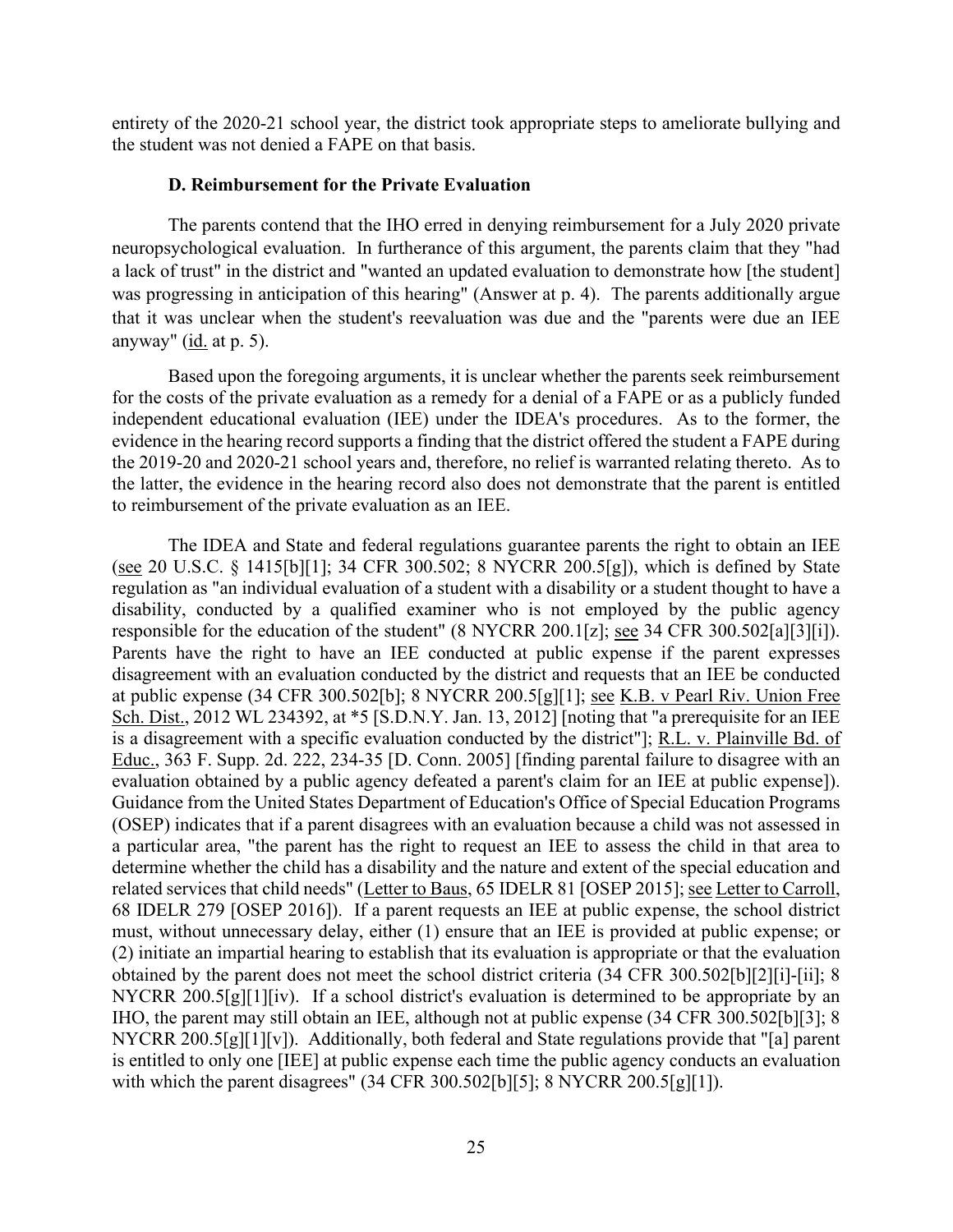entirety of the 2020-21 school year, the district took appropriate steps to ameliorate bullying and the student was not denied a FAPE on that basis.

### D. Reimbursement for the Private Evaluation

The parents contend that the IHO erred in denying reimbursement for a July 2020 private neuropsychological evaluation. In furtherance of this argument, the parents claim that they "had a lack of trust" in the district and "wanted an updated evaluation to demonstrate how [the student] was progressing in anticipation of this hearing" (Answer at p. 4). The parents additionally argue that it was unclear when the student's reevaluation was due and the "parents were due an IEE anyway" (id. at p. 5).

Based upon the foregoing arguments, it is unclear whether the parents seek reimbursement for the costs of the private evaluation as a remedy for a denial of a FAPE or as a publicly funded independent educational evaluation (IEE) under the IDEA's procedures. As to the former, the evidence in the hearing record supports a finding that the district offered the student a FAPE during the 2019-20 and 2020-21 school years and, therefore, no relief is warranted relating thereto. As to the latter, the evidence in the hearing record also does not demonstrate that the parent is entitled to reimbursement of the private evaluation as an IEE.

The IDEA and State and federal regulations guarantee parents the right to obtain an IEE (see 20 U.S.C. § 1415[b][1]; 34 CFR 300.502; 8 NYCRR 200.5[g]), which is defined by State regulation as "an individual evaluation of a student with a disability or a student thought to have a disability, conducted by a qualified examiner who is not employed by the public agency responsible for the education of the student" (8 NYCRR 200.1[z]; see 34 CFR 300.502[a][3][i]). Parents have the right to have an IEE conducted at public expense if the parent expresses disagreement with an evaluation conducted by the district and requests that an IEE be conducted at public expense (34 CFR 300.502[b]; 8 NYCRR 200.5[g][1]; see K.B. v Pearl Riv. Union Free Sch. Dist., 2012 WL 234392, at *5 [S.D.N.Y. Jan. 13, 2012] [noting that "a prerequisite for an IEE is a disagreement with a specific evaluation conducted by the district"]; R.L. v. Plainville Bd. of Educ., 363 F. Supp. 2d. 222, 234-35 [D. Conn. 2005] [finding parental failure to disagree with an evaluation obtained by a public agency defeated a parent's claim for an IEE at public expense]). Guidance from the United States Department of Education's Office of Special Education Programs (OSEP) indicates that if a parent disagrees with an evaluation because a child was not assessed in a particular area, "the parent has the right to request an IEE to assess the child in that area to determine whether the child has a disability and the nature and extent of the special education and related services that child needs" (Letter to Baus, 65 IDELR 81 [OSEP 2015]; see Letter to Carroll, 68 IDELR 279 [OSEP 2016]). If a parent requests an IEE at public expense, the school district must, without unnecessary delay, either (1) ensure that an IEE is provided at public expense; or (2) initiate an impartial hearing to establish that its evaluation is appropriate or that the evaluation obtained by the parent does not meet the school district criteria (34 CFR 300.502[b][2][i]-[ii]; 8 NYCRR 200.5[g][1][iv). If a school district's evaluation is determined to be appropriate by an IHO, the parent may still obtain an IEE, although not at public expense (34 CFR 300.502[b][3]; 8 NYCRR 200.5[g][1][v]). Additionally, both federal and State regulations provide that "[a] parent is entitled to only one [IEE] at public expense each time the public agency conducts an evaluation with which the parent disagrees" (34 CFR 300.502[b][5]; 8 NYCRR 200.5[g][1]).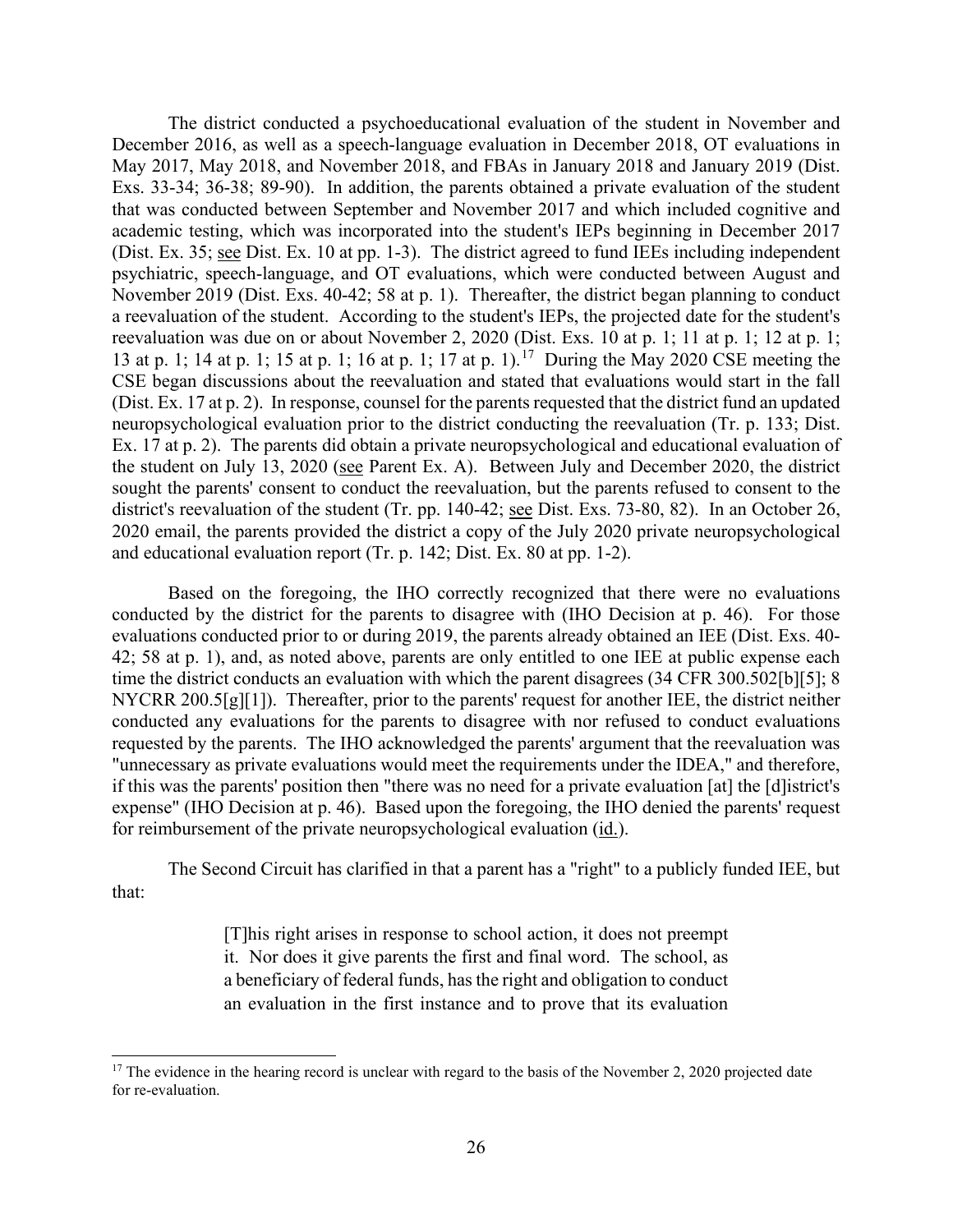The district conducted a psychoeducational evaluation of the student in November and December 2016, as well as a speech-language evaluation in December 2018, OT evaluations in May 2017, May 2018, and November 2018, and FBAs in January 2018 and January 2019 (Dist. Exs. 33-34; 36-38; 89-90). In addition, the parents obtained a private evaluation of the student that was conducted between September and November 2017 and which included cognitive and academic testing, which was incorporated into the student's IEPs beginning in December 2017 (Dist. Ex. 35; see Dist. Ex. 10 at pp. 1-3). The district agreed to fund IEEs including independent psychiatric, speech-language, and OT evaluations, which were conducted between August and November 2019 (Dist. Exs. 40-42; 58 at p. 1). Thereafter, the district began planning to conduct a reevaluation of the student. According to the student's IEPs, the projected date for the student's reevaluation was due on or about November 2, 2020 (Dist. Exs. 10 at p. 1; 11 at p. 1; 12 at p. 1; 13 at p. 1; 14 at p. 1; 15 at p. 1; 16 at p. 1; 17 at p. 1).[17] During the May 2020 CSE meeting the CSE began discussions about the reevaluation and stated that evaluations would start in the fall (Dist. Ex. 17 at p. 2). In response, counsel for the parents requested that the district fund an updated neuropsychological evaluation prior to the district conducting the reevaluation (Tr. p. 133; Dist. Ex. 17 at p. 2). The parents did obtain a private neuropsychological and educational evaluation of the student on July 13, 2020 (see Parent Ex. A). Between July and December 2020, the district sought the parents' consent to conduct the reevaluation, but the parents refused to consent to the district's reevaluation of the student (Tr. pp. 140-42; see Dist. Exs. 73-80, 82). In an October 26, 2020 email, the parents provided the district a copy of the July 2020 private neuropsychological and educational evaluation report (Tr. p. 142; Dist. Ex. 80 at pp. 1-2).

Based on the foregoing, the IHO correctly recognized that there were no evaluations conducted by the district for the parents to disagree with (IHO Decision at p. 46). For those evaluations conducted prior to or during 2019, the parents already obtained an IEE (Dist. Exs. 40-42; 58 at p. 1), and, as noted above, parents are only entitled to one IEE at public expense each time the district conducts an evaluation with which the parent disagrees (34 CFR 300.502[b][5]; 8 NYCRR 200.5[g][1]). Thereafter, prior to the parents' request for another IEE, the district neither conducted any evaluations for the parents to disagree with nor refused to conduct evaluations requested by the parents. The IHO acknowledged the parents' argument that the reevaluation was "unnecessary as private evaluations would meet the requirements under the IDEA," and therefore, if this was the parents' position then "there was no need for a private evaluation [at] the [d]istrict's expense" (IHO Decision at p. 46). Based upon the foregoing, the IHO denied the parents' request for reimbursement of the private neuropsychological evaluation (id.).

The Second Circuit has clarified in that a parent has a "right" to a publicly funded IEE, but that:

> [T]his right arises in response to school action, it does not preempt it. Nor does it give parents the first and final word. The school, as a beneficiary of federal funds, has the right and obligation to conduct an evaluation in the first instance and to prove that its evaluation

[17] The evidence in the hearing record is unclear with regard to the basis of the November 2, 2020 projected date for re-evaluation.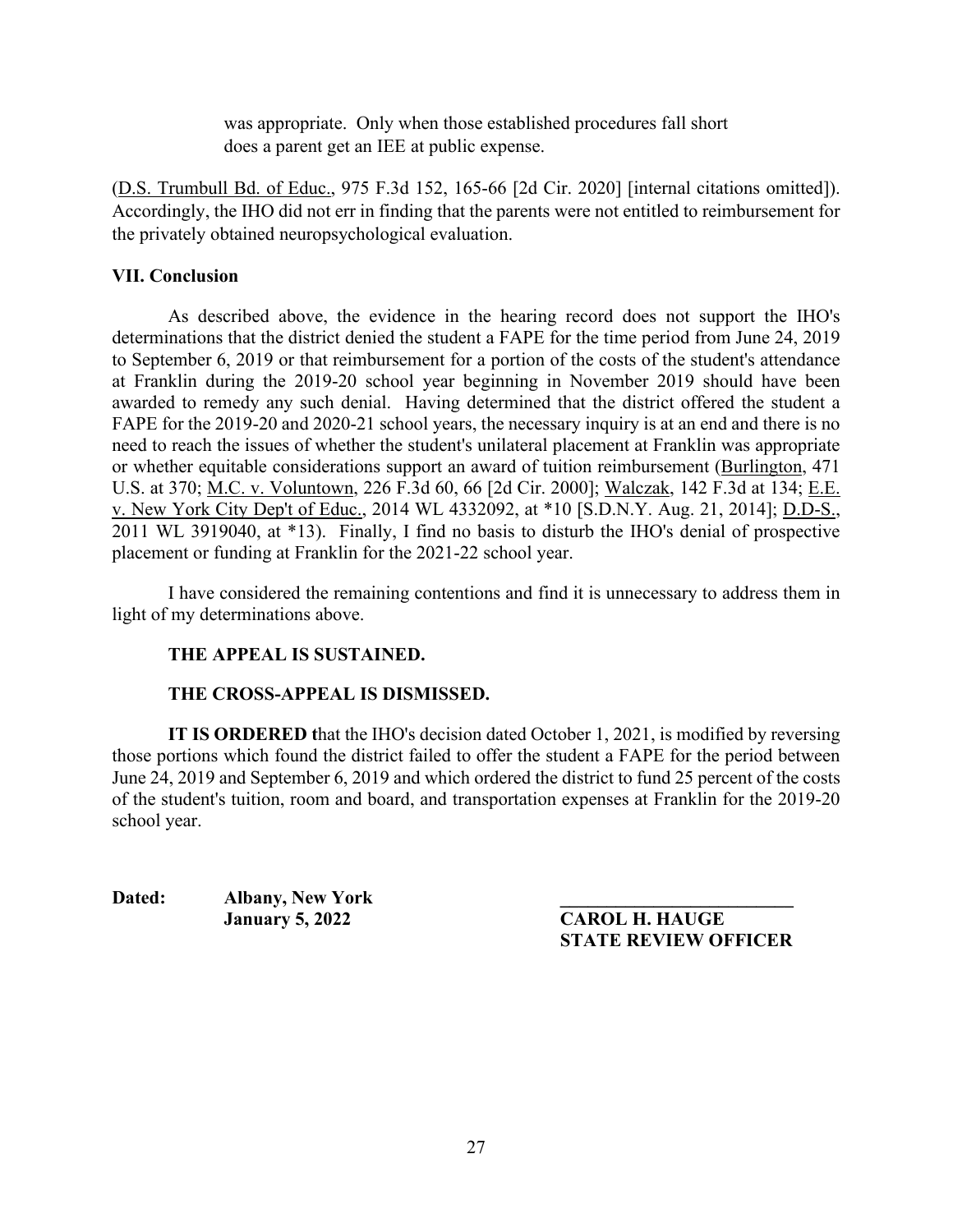was appropriate. Only when those established procedures fall short does a parent get an IEE at public expense.

(D.S. Trumbull Bd. of Educ., 975 F.3d 152, 165-66 [2d Cir. 2020] [internal citations omitted]). Accordingly, the IHO did not err in finding that the parents were not entitled to reimbursement for the privately obtained neuropsychological evaluation.

## VII. Conclusion

As described above, the evidence in the hearing record does not support the IHO's determinations that the district denied the student a FAPE for the time period from June 24, 2019 to September 6, 2019 or that reimbursement for a portion of the costs of the student's attendance at Franklin during the 2019-20 school year beginning in November 2019 should have been awarded to remedy any such denial. Having determined that the district offered the student a FAPE for the 2019-20 and 2020-21 school years, the necessary inquiry is at an end and there is no need to reach the issues of whether the student's unilateral placement at Franklin was appropriate or whether equitable considerations support an award of tuition reimbursement (Burlington, 471 U.S. at 370; M.C. v. Voluntown, 226 F.3d 60, 66 [2d Cir. 2000]; Walczak, 142 F.3d at 134; E.E. v. New York City Dep't of Educ., 2014 WL 4332092, at *10 [S.D.N.Y. Aug. 21, 2014]; D.D-S., 2011 WL 3919040, at *13). Finally, I find no basis to disturb the IHO's denial of prospective placement or funding at Franklin for the 2021-22 school year.

I have considered the remaining contentions and find it is unnecessary to address them in light of my determinations above.

**THE APPEAL IS SUSTAINED.**

**THE CROSS-APPEAL IS DISMISSED.**

**IT IS ORDERED t**hat the IHO's decision dated October 1, 2021, is modified by reversing those portions which found the district failed to offer the student a FAPE for the period between June 24, 2019 and September 6, 2019 and which ordered the district to fund 25 percent of the costs of the student's tuition, room and board, and transportation expenses at Franklin for the 2019-20 school year.

**Dated: Albany, New York**
**January 5, 2022**

**CAROL H. HAUGE**
**STATE REVIEW OFFICER**